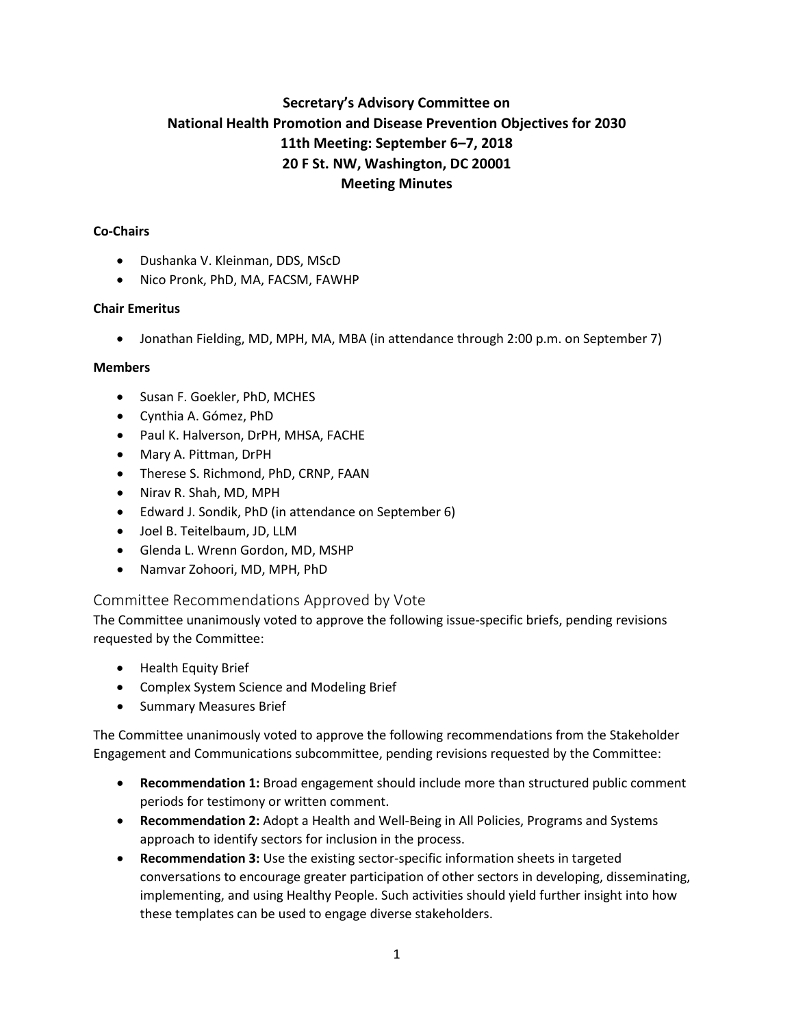# Secretary's Advisory Committee on National Health Promotion and Disease Prevention Objectives for 2030
## 11th Meeting: September 6–7, 2018
## 20 F St. NW, Washington, DC 20001
## Meeting Minutes

**Co-Chairs**

- Dushanka V. Kleinman, DDS, MScD
- Nico Pronk, PhD, MA, FACSM, FAWHP

**Chair Emeritus**

- Jonathan Fielding, MD, MPH, MA, MBA (in attendance through 2:00 p.m. on September 7)

**Members**

- Susan F. Goekler, PhD, MCHES
- Cynthia A. Gómez, PhD
- Paul K. Halverson, DrPH, MHSA, FACHE
- Mary A. Pittman, DrPH
- Therese S. Richmond, PhD, CRNP, FAAN
- Nirav R. Shah, MD, MPH
- Edward J. Sondik, PhD (in attendance on September 6)
- Joel B. Teitelbaum, JD, LLM
- Glenda L. Wrenn Gordon, MD, MSHP
- Namvar Zohoori, MD, MPH, PhD

## Committee Recommendations Approved by Vote

The Committee unanimously voted to approve the following issue-specific briefs, pending revisions requested by the Committee:

- Health Equity Brief
- Complex System Science and Modeling Brief
- Summary Measures Brief

The Committee unanimously voted to approve the following recommendations from the Stakeholder Engagement and Communications subcommittee, pending revisions requested by the Committee:

- **Recommendation 1:** Broad engagement should include more than structured public comment periods for testimony or written comment.
- **Recommendation 2:** Adopt a Health and Well-Being in All Policies, Programs and Systems approach to identify sectors for inclusion in the process.
- **Recommendation 3:** Use the existing sector-specific information sheets in targeted conversations to encourage greater participation of other sectors in developing, disseminating, implementing, and using Healthy People. Such activities should yield further insight into how these templates can be used to engage diverse stakeholders.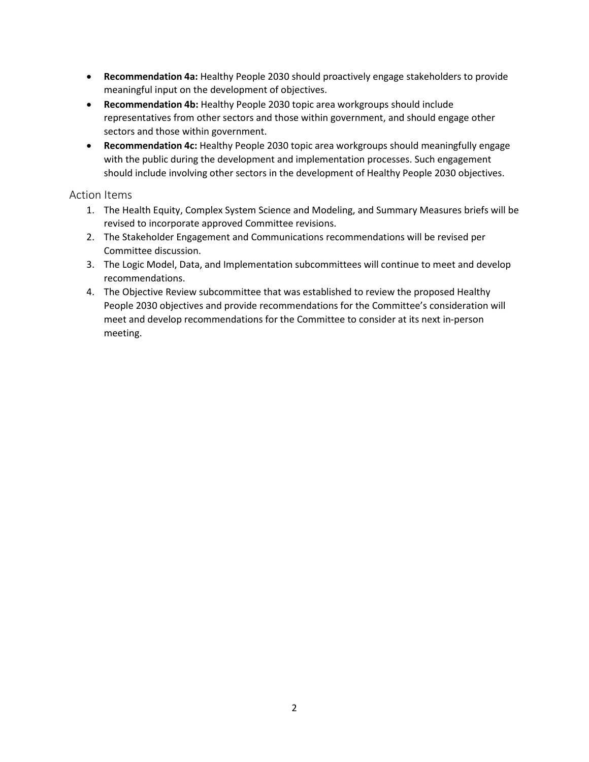- **Recommendation 4a:** Healthy People 2030 should proactively engage stakeholders to provide meaningful input on the development of objectives.
- **Recommendation 4b:** Healthy People 2030 topic area workgroups should include representatives from other sectors and those within government, and should engage other sectors and those within government.
- **Recommendation 4c:** Healthy People 2030 topic area workgroups should meaningfully engage with the public during the development and implementation processes. Such engagement should include involving other sectors in the development of Healthy People 2030 objectives.

## Action Items

1. The Health Equity, Complex System Science and Modeling, and Summary Measures briefs will be revised to incorporate approved Committee revisions.
2. The Stakeholder Engagement and Communications recommendations will be revised per Committee discussion.
3. The Logic Model, Data, and Implementation subcommittees will continue to meet and develop recommendations.
4. The Objective Review subcommittee that was established to review the proposed Healthy People 2030 objectives and provide recommendations for the Committee's consideration will meet and develop recommendations for the Committee to consider at its next in-person meeting.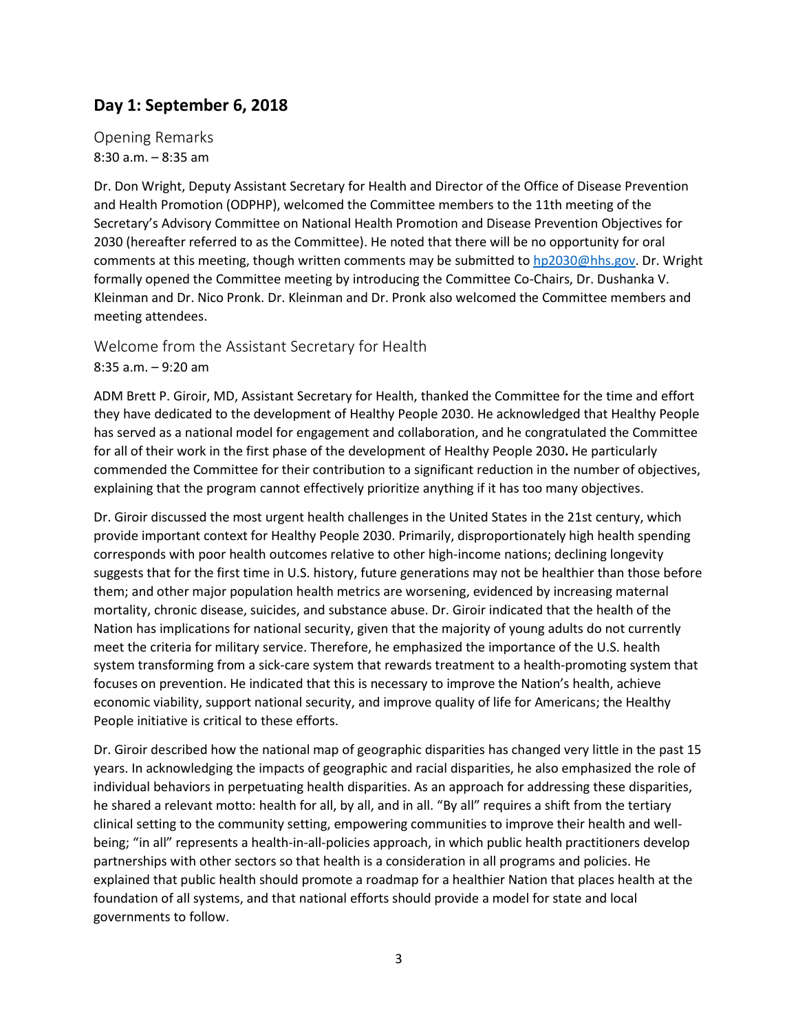## Day 1: September 6, 2018

### Opening Remarks

8:30 a.m. – 8:35 am

Dr. Don Wright, Deputy Assistant Secretary for Health and Director of the Office of Disease Prevention and Health Promotion (ODPHP), welcomed the Committee members to the 11th meeting of the Secretary's Advisory Committee on National Health Promotion and Disease Prevention Objectives for 2030 (hereafter referred to as the Committee). He noted that there will be no opportunity for oral comments at this meeting, though written comments may be submitted to hp2030@hhs.gov. Dr. Wright formally opened the Committee meeting by introducing the Committee Co-Chairs, Dr. Dushanka V. Kleinman and Dr. Nico Pronk. Dr. Kleinman and Dr. Pronk also welcomed the Committee members and meeting attendees.

### Welcome from the Assistant Secretary for Health

8:35 a.m. – 9:20 am

ADM Brett P. Giroir, MD, Assistant Secretary for Health, thanked the Committee for the time and effort they have dedicated to the development of Healthy People 2030. He acknowledged that Healthy People has served as a national model for engagement and collaboration, and he congratulated the Committee for all of their work in the first phase of the development of Healthy People 2030**.** He particularly commended the Committee for their contribution to a significant reduction in the number of objectives, explaining that the program cannot effectively prioritize anything if it has too many objectives.

Dr. Giroir discussed the most urgent health challenges in the United States in the 21st century, which provide important context for Healthy People 2030. Primarily, disproportionately high health spending corresponds with poor health outcomes relative to other high-income nations; declining longevity suggests that for the first time in U.S. history, future generations may not be healthier than those before them; and other major population health metrics are worsening, evidenced by increasing maternal mortality, chronic disease, suicides, and substance abuse. Dr. Giroir indicated that the health of the Nation has implications for national security, given that the majority of young adults do not currently meet the criteria for military service. Therefore, he emphasized the importance of the U.S. health system transforming from a sick-care system that rewards treatment to a health-promoting system that focuses on prevention. He indicated that this is necessary to improve the Nation's health, achieve economic viability, support national security, and improve quality of life for Americans; the Healthy People initiative is critical to these efforts.

Dr. Giroir described how the national map of geographic disparities has changed very little in the past 15 years. In acknowledging the impacts of geographic and racial disparities, he also emphasized the role of individual behaviors in perpetuating health disparities. As an approach for addressing these disparities, he shared a relevant motto: health for all, by all, and in all. "By all" requires a shift from the tertiary clinical setting to the community setting, empowering communities to improve their health and well-being; "in all" represents a health-in-all-policies approach, in which public health practitioners develop partnerships with other sectors so that health is a consideration in all programs and policies. He explained that public health should promote a roadmap for a healthier Nation that places health at the foundation of all systems, and that national efforts should provide a model for state and local governments to follow.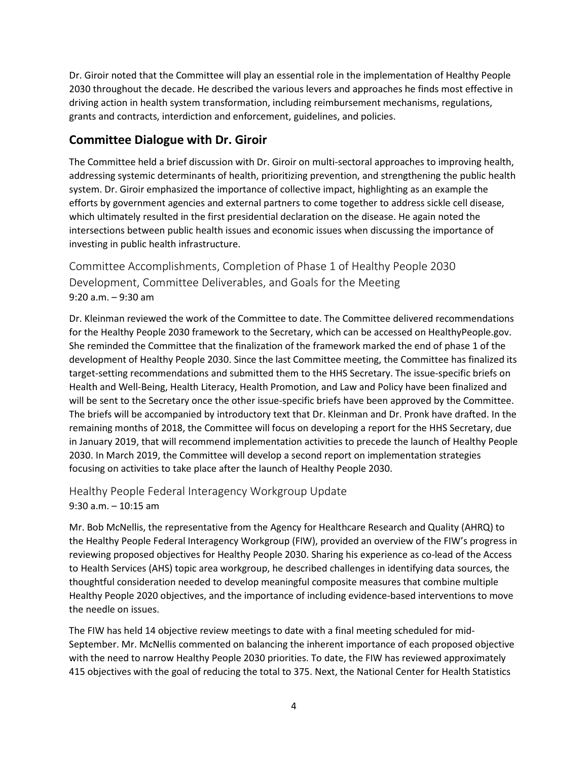Dr. Giroir noted that the Committee will play an essential role in the implementation of Healthy People 2030 throughout the decade. He described the various levers and approaches he finds most effective in driving action in health system transformation, including reimbursement mechanisms, regulations, grants and contracts, interdiction and enforcement, guidelines, and policies.

## Committee Dialogue with Dr. Giroir

The Committee held a brief discussion with Dr. Giroir on multi-sectoral approaches to improving health, addressing systemic determinants of health, prioritizing prevention, and strengthening the public health system. Dr. Giroir emphasized the importance of collective impact, highlighting as an example the efforts by government agencies and external partners to come together to address sickle cell disease, which ultimately resulted in the first presidential declaration on the disease. He again noted the intersections between public health issues and economic issues when discussing the importance of investing in public health infrastructure.

### Committee Accomplishments, Completion of Phase 1 of Healthy People 2030 Development, Committee Deliverables, and Goals for the Meeting

9:20 a.m. – 9:30 am

Dr. Kleinman reviewed the work of the Committee to date. The Committee delivered recommendations for the Healthy People 2030 framework to the Secretary, which can be accessed on HealthyPeople.gov. She reminded the Committee that the finalization of the framework marked the end of phase 1 of the development of Healthy People 2030. Since the last Committee meeting, the Committee has finalized its target-setting recommendations and submitted them to the HHS Secretary. The issue-specific briefs on Health and Well-Being, Health Literacy, Health Promotion, and Law and Policy have been finalized and will be sent to the Secretary once the other issue-specific briefs have been approved by the Committee. The briefs will be accompanied by introductory text that Dr. Kleinman and Dr. Pronk have drafted. In the remaining months of 2018, the Committee will focus on developing a report for the HHS Secretary, due in January 2019, that will recommend implementation activities to precede the launch of Healthy People 2030. In March 2019, the Committee will develop a second report on implementation strategies focusing on activities to take place after the launch of Healthy People 2030.

### Healthy People Federal Interagency Workgroup Update

9:30 a.m. – 10:15 am

Mr. Bob McNellis, the representative from the Agency for Healthcare Research and Quality (AHRQ) to the Healthy People Federal Interagency Workgroup (FIW), provided an overview of the FIW's progress in reviewing proposed objectives for Healthy People 2030. Sharing his experience as co-lead of the Access to Health Services (AHS) topic area workgroup, he described challenges in identifying data sources, the thoughtful consideration needed to develop meaningful composite measures that combine multiple Healthy People 2020 objectives, and the importance of including evidence-based interventions to move the needle on issues.

The FIW has held 14 objective review meetings to date with a final meeting scheduled for mid-September. Mr. McNellis commented on balancing the inherent importance of each proposed objective with the need to narrow Healthy People 2030 priorities. To date, the FIW has reviewed approximately 415 objectives with the goal of reducing the total to 375. Next, the National Center for Health Statistics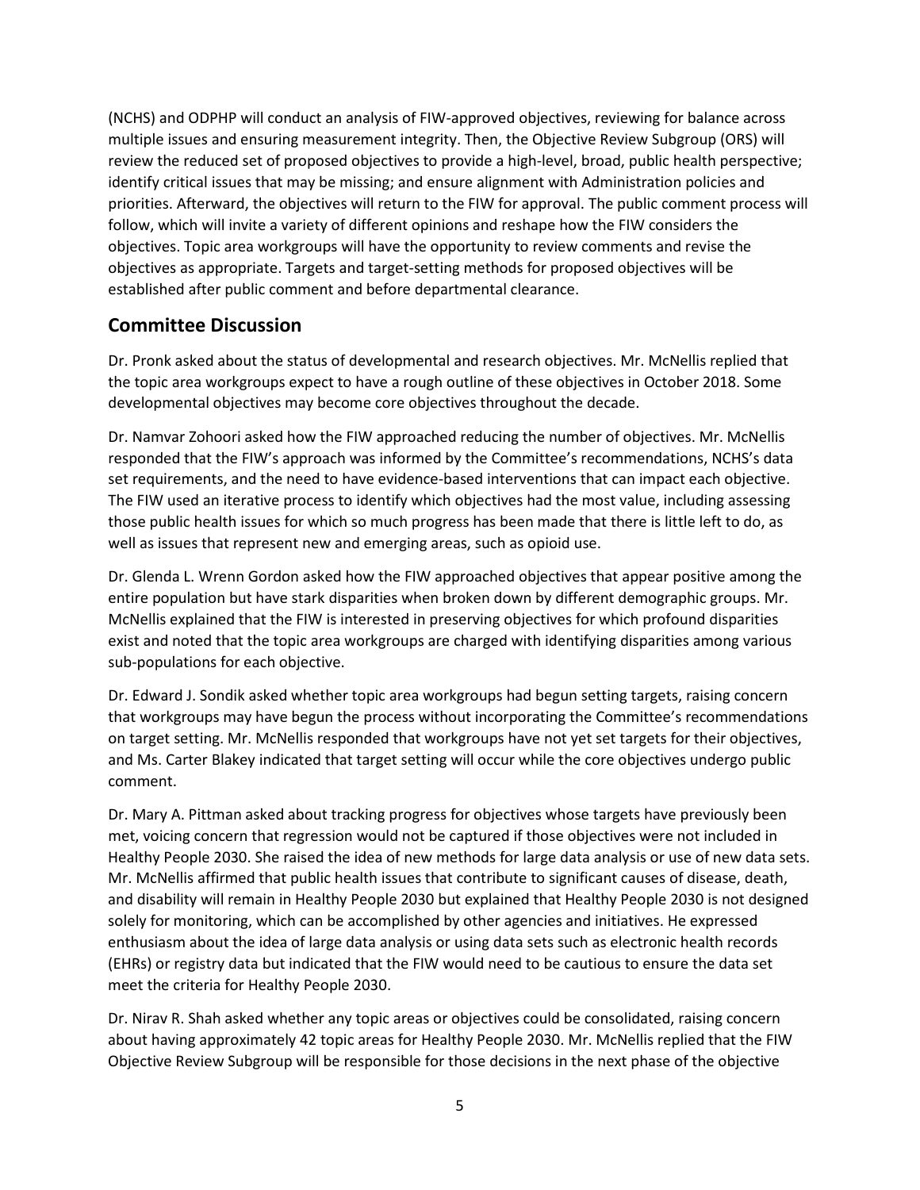(NCHS) and ODPHP will conduct an analysis of FIW-approved objectives, reviewing for balance across multiple issues and ensuring measurement integrity. Then, the Objective Review Subgroup (ORS) will review the reduced set of proposed objectives to provide a high-level, broad, public health perspective; identify critical issues that may be missing; and ensure alignment with Administration policies and priorities. Afterward, the objectives will return to the FIW for approval. The public comment process will follow, which will invite a variety of different opinions and reshape how the FIW considers the objectives. Topic area workgroups will have the opportunity to review comments and revise the objectives as appropriate. Targets and target-setting methods for proposed objectives will be established after public comment and before departmental clearance.

## Committee Discussion

Dr. Pronk asked about the status of developmental and research objectives. Mr. McNellis replied that the topic area workgroups expect to have a rough outline of these objectives in October 2018. Some developmental objectives may become core objectives throughout the decade.

Dr. Namvar Zohoori asked how the FIW approached reducing the number of objectives. Mr. McNellis responded that the FIW's approach was informed by the Committee's recommendations, NCHS's data set requirements, and the need to have evidence-based interventions that can impact each objective. The FIW used an iterative process to identify which objectives had the most value, including assessing those public health issues for which so much progress has been made that there is little left to do, as well as issues that represent new and emerging areas, such as opioid use.

Dr. Glenda L. Wrenn Gordon asked how the FIW approached objectives that appear positive among the entire population but have stark disparities when broken down by different demographic groups. Mr. McNellis explained that the FIW is interested in preserving objectives for which profound disparities exist and noted that the topic area workgroups are charged with identifying disparities among various sub-populations for each objective.

Dr. Edward J. Sondik asked whether topic area workgroups had begun setting targets, raising concern that workgroups may have begun the process without incorporating the Committee's recommendations on target setting. Mr. McNellis responded that workgroups have not yet set targets for their objectives, and Ms. Carter Blakey indicated that target setting will occur while the core objectives undergo public comment.

Dr. Mary A. Pittman asked about tracking progress for objectives whose targets have previously been met, voicing concern that regression would not be captured if those objectives were not included in Healthy People 2030. She raised the idea of new methods for large data analysis or use of new data sets. Mr. McNellis affirmed that public health issues that contribute to significant causes of disease, death, and disability will remain in Healthy People 2030 but explained that Healthy People 2030 is not designed solely for monitoring, which can be accomplished by other agencies and initiatives. He expressed enthusiasm about the idea of large data analysis or using data sets such as electronic health records (EHRs) or registry data but indicated that the FIW would need to be cautious to ensure the data set meet the criteria for Healthy People 2030.

Dr. Nirav R. Shah asked whether any topic areas or objectives could be consolidated, raising concern about having approximately 42 topic areas for Healthy People 2030. Mr. McNellis replied that the FIW Objective Review Subgroup will be responsible for those decisions in the next phase of the objective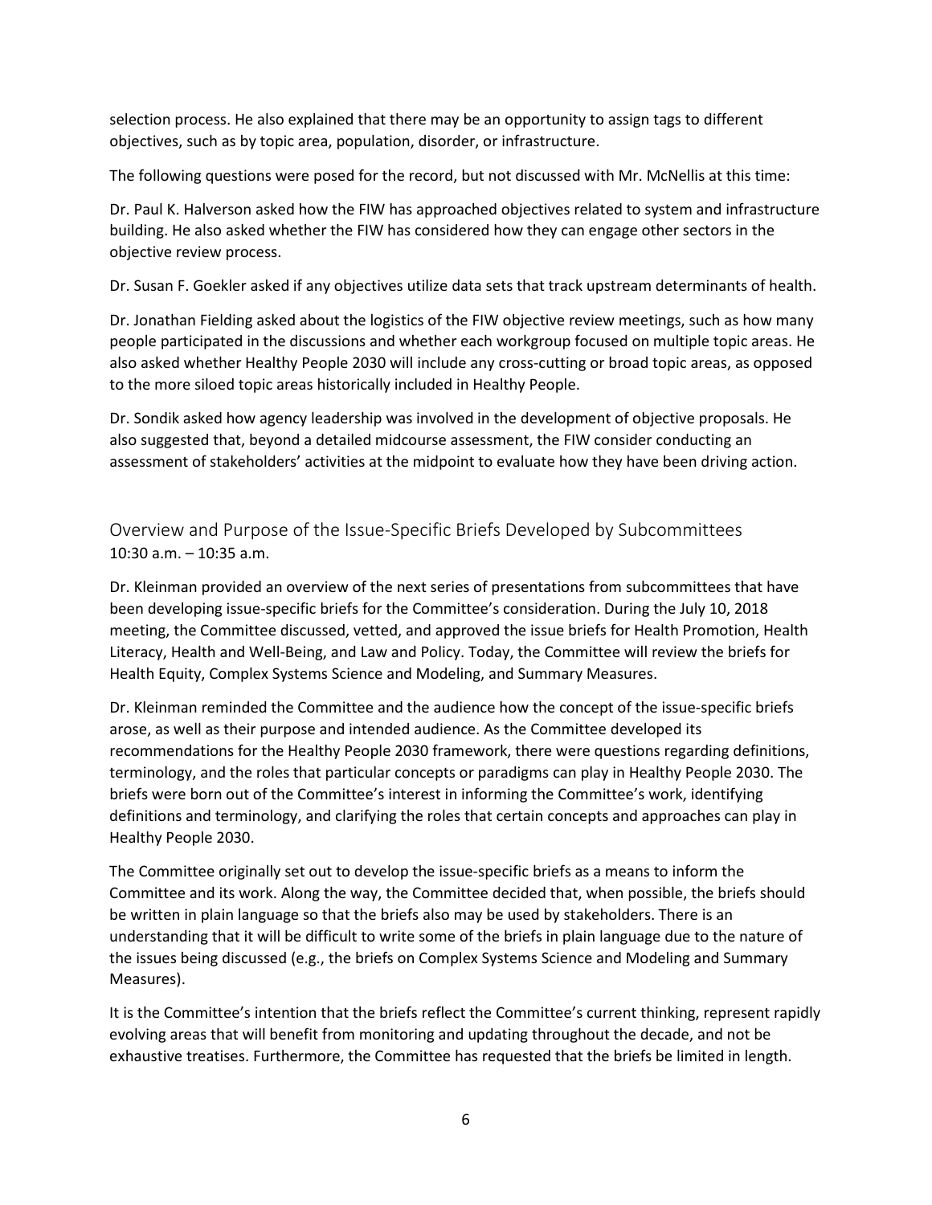selection process. He also explained that there may be an opportunity to assign tags to different objectives, such as by topic area, population, disorder, or infrastructure.

The following questions were posed for the record, but not discussed with Mr. McNellis at this time:

Dr. Paul K. Halverson asked how the FIW has approached objectives related to system and infrastructure building. He also asked whether the FIW has considered how they can engage other sectors in the objective review process.

Dr. Susan F. Goekler asked if any objectives utilize data sets that track upstream determinants of health.

Dr. Jonathan Fielding asked about the logistics of the FIW objective review meetings, such as how many people participated in the discussions and whether each workgroup focused on multiple topic areas. He also asked whether Healthy People 2030 will include any cross-cutting or broad topic areas, as opposed to the more siloed topic areas historically included in Healthy People.

Dr. Sondik asked how agency leadership was involved in the development of objective proposals. He also suggested that, beyond a detailed midcourse assessment, the FIW consider conducting an assessment of stakeholders' activities at the midpoint to evaluate how they have been driving action.

## Overview and Purpose of the Issue-Specific Briefs Developed by Subcommittees

10:30 a.m. – 10:35 a.m.

Dr. Kleinman provided an overview of the next series of presentations from subcommittees that have been developing issue-specific briefs for the Committee's consideration. During the July 10, 2018 meeting, the Committee discussed, vetted, and approved the issue briefs for Health Promotion, Health Literacy, Health and Well-Being, and Law and Policy. Today, the Committee will review the briefs for Health Equity, Complex Systems Science and Modeling, and Summary Measures.

Dr. Kleinman reminded the Committee and the audience how the concept of the issue-specific briefs arose, as well as their purpose and intended audience. As the Committee developed its recommendations for the Healthy People 2030 framework, there were questions regarding definitions, terminology, and the roles that particular concepts or paradigms can play in Healthy People 2030. The briefs were born out of the Committee's interest in informing the Committee's work, identifying definitions and terminology, and clarifying the roles that certain concepts and approaches can play in Healthy People 2030.

The Committee originally set out to develop the issue-specific briefs as a means to inform the Committee and its work. Along the way, the Committee decided that, when possible, the briefs should be written in plain language so that the briefs also may be used by stakeholders. There is an understanding that it will be difficult to write some of the briefs in plain language due to the nature of the issues being discussed (e.g., the briefs on Complex Systems Science and Modeling and Summary Measures).

It is the Committee's intention that the briefs reflect the Committee's current thinking, represent rapidly evolving areas that will benefit from monitoring and updating throughout the decade, and not be exhaustive treatises. Furthermore, the Committee has requested that the briefs be limited in length.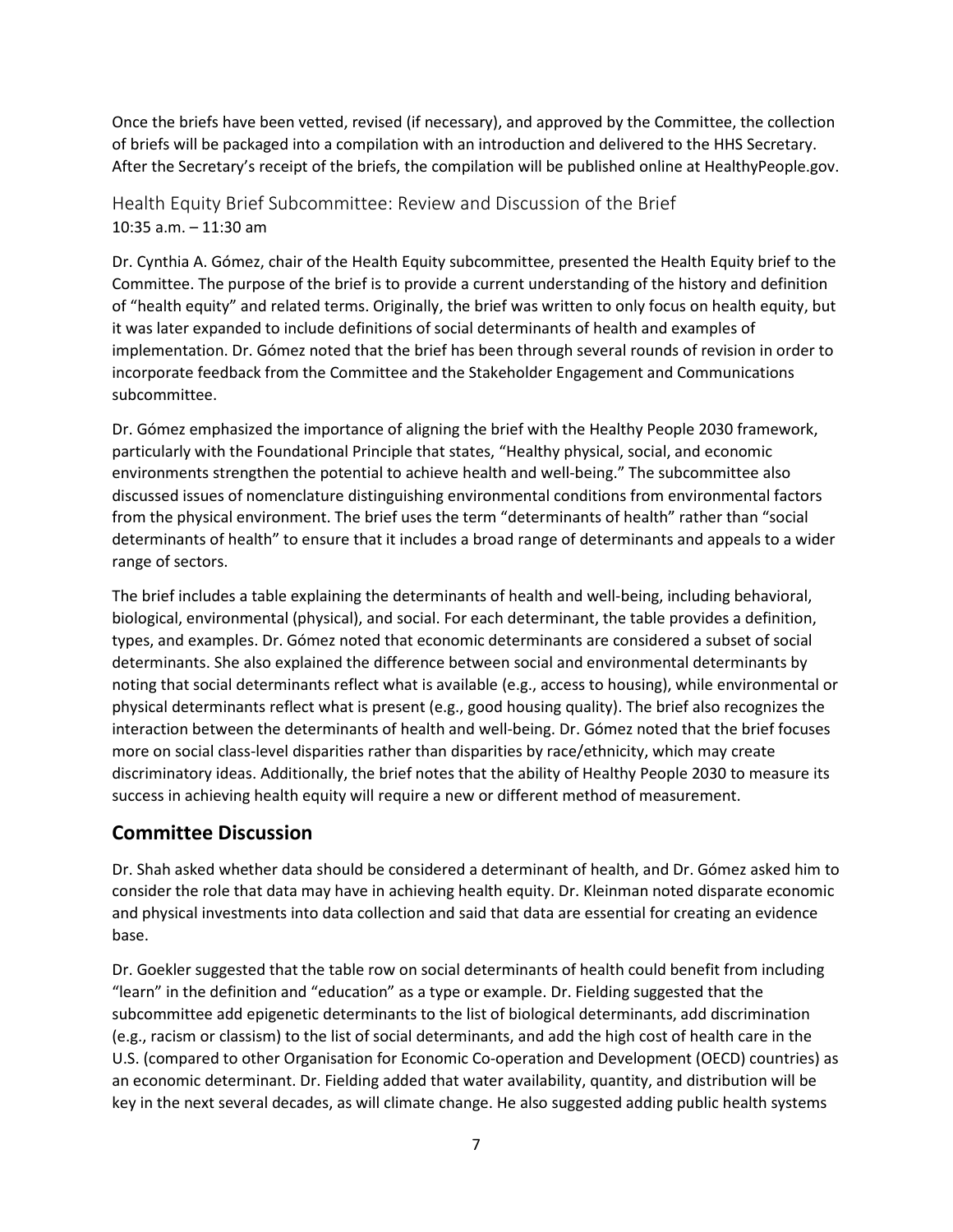Once the briefs have been vetted, revised (if necessary), and approved by the Committee, the collection of briefs will be packaged into a compilation with an introduction and delivered to the HHS Secretary. After the Secretary's receipt of the briefs, the compilation will be published online at HealthyPeople.gov.

### Health Equity Brief Subcommittee: Review and Discussion of the Brief

10:35 a.m. – 11:30 am

Dr. Cynthia A. Gómez, chair of the Health Equity subcommittee, presented the Health Equity brief to the Committee. The purpose of the brief is to provide a current understanding of the history and definition of "health equity" and related terms. Originally, the brief was written to only focus on health equity, but it was later expanded to include definitions of social determinants of health and examples of implementation. Dr. Gómez noted that the brief has been through several rounds of revision in order to incorporate feedback from the Committee and the Stakeholder Engagement and Communications subcommittee.

Dr. Gómez emphasized the importance of aligning the brief with the Healthy People 2030 framework, particularly with the Foundational Principle that states, "Healthy physical, social, and economic environments strengthen the potential to achieve health and well-being." The subcommittee also discussed issues of nomenclature distinguishing environmental conditions from environmental factors from the physical environment. The brief uses the term "determinants of health" rather than "social determinants of health" to ensure that it includes a broad range of determinants and appeals to a wider range of sectors.

The brief includes a table explaining the determinants of health and well-being, including behavioral, biological, environmental (physical), and social. For each determinant, the table provides a definition, types, and examples. Dr. Gómez noted that economic determinants are considered a subset of social determinants. She also explained the difference between social and environmental determinants by noting that social determinants reflect what is available (e.g., access to housing), while environmental or physical determinants reflect what is present (e.g., good housing quality). The brief also recognizes the interaction between the determinants of health and well-being. Dr. Gómez noted that the brief focuses more on social class-level disparities rather than disparities by race/ethnicity, which may create discriminatory ideas. Additionally, the brief notes that the ability of Healthy People 2030 to measure its success in achieving health equity will require a new or different method of measurement.

## Committee Discussion

Dr. Shah asked whether data should be considered a determinant of health, and Dr. Gómez asked him to consider the role that data may have in achieving health equity. Dr. Kleinman noted disparate economic and physical investments into data collection and said that data are essential for creating an evidence base.

Dr. Goekler suggested that the table row on social determinants of health could benefit from including "learn" in the definition and "education" as a type or example. Dr. Fielding suggested that the subcommittee add epigenetic determinants to the list of biological determinants, add discrimination (e.g., racism or classism) to the list of social determinants, and add the high cost of health care in the U.S. (compared to other Organisation for Economic Co-operation and Development (OECD) countries) as an economic determinant. Dr. Fielding added that water availability, quantity, and distribution will be key in the next several decades, as will climate change. He also suggested adding public health systems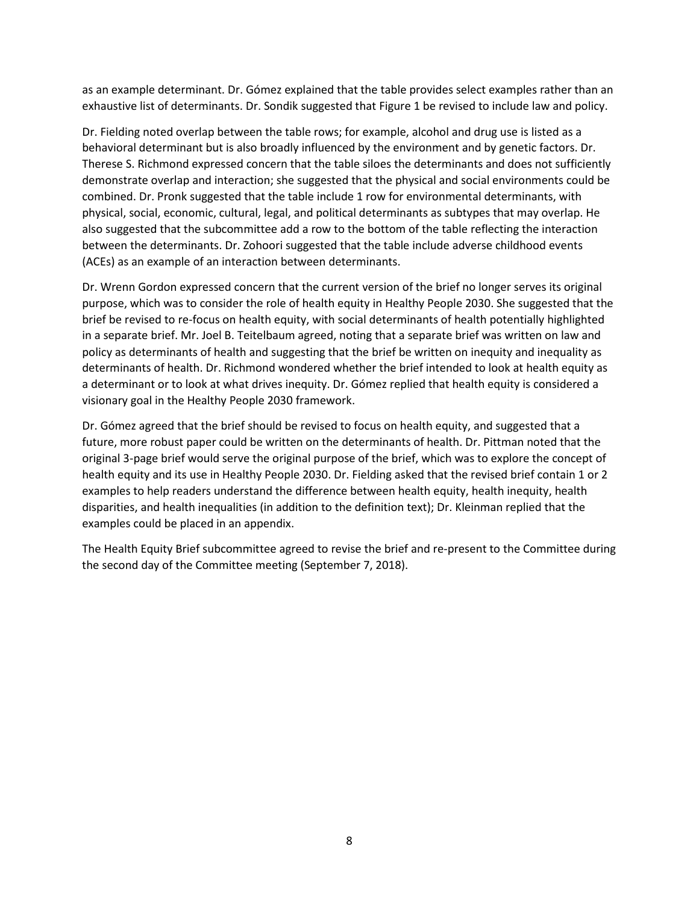as an example determinant. Dr. Gómez explained that the table provides select examples rather than an exhaustive list of determinants. Dr. Sondik suggested that Figure 1 be revised to include law and policy.

Dr. Fielding noted overlap between the table rows; for example, alcohol and drug use is listed as a behavioral determinant but is also broadly influenced by the environment and by genetic factors. Dr. Therese S. Richmond expressed concern that the table siloes the determinants and does not sufficiently demonstrate overlap and interaction; she suggested that the physical and social environments could be combined. Dr. Pronk suggested that the table include 1 row for environmental determinants, with physical, social, economic, cultural, legal, and political determinants as subtypes that may overlap. He also suggested that the subcommittee add a row to the bottom of the table reflecting the interaction between the determinants. Dr. Zohoori suggested that the table include adverse childhood events (ACEs) as an example of an interaction between determinants.

Dr. Wrenn Gordon expressed concern that the current version of the brief no longer serves its original purpose, which was to consider the role of health equity in Healthy People 2030. She suggested that the brief be revised to re-focus on health equity, with social determinants of health potentially highlighted in a separate brief. Mr. Joel B. Teitelbaum agreed, noting that a separate brief was written on law and policy as determinants of health and suggesting that the brief be written on inequity and inequality as determinants of health. Dr. Richmond wondered whether the brief intended to look at health equity as a determinant or to look at what drives inequity. Dr. Gómez replied that health equity is considered a visionary goal in the Healthy People 2030 framework.

Dr. Gómez agreed that the brief should be revised to focus on health equity, and suggested that a future, more robust paper could be written on the determinants of health. Dr. Pittman noted that the original 3-page brief would serve the original purpose of the brief, which was to explore the concept of health equity and its use in Healthy People 2030. Dr. Fielding asked that the revised brief contain 1 or 2 examples to help readers understand the difference between health equity, health inequity, health disparities, and health inequalities (in addition to the definition text); Dr. Kleinman replied that the examples could be placed in an appendix.

The Health Equity Brief subcommittee agreed to revise the brief and re-present to the Committee during the second day of the Committee meeting (September 7, 2018).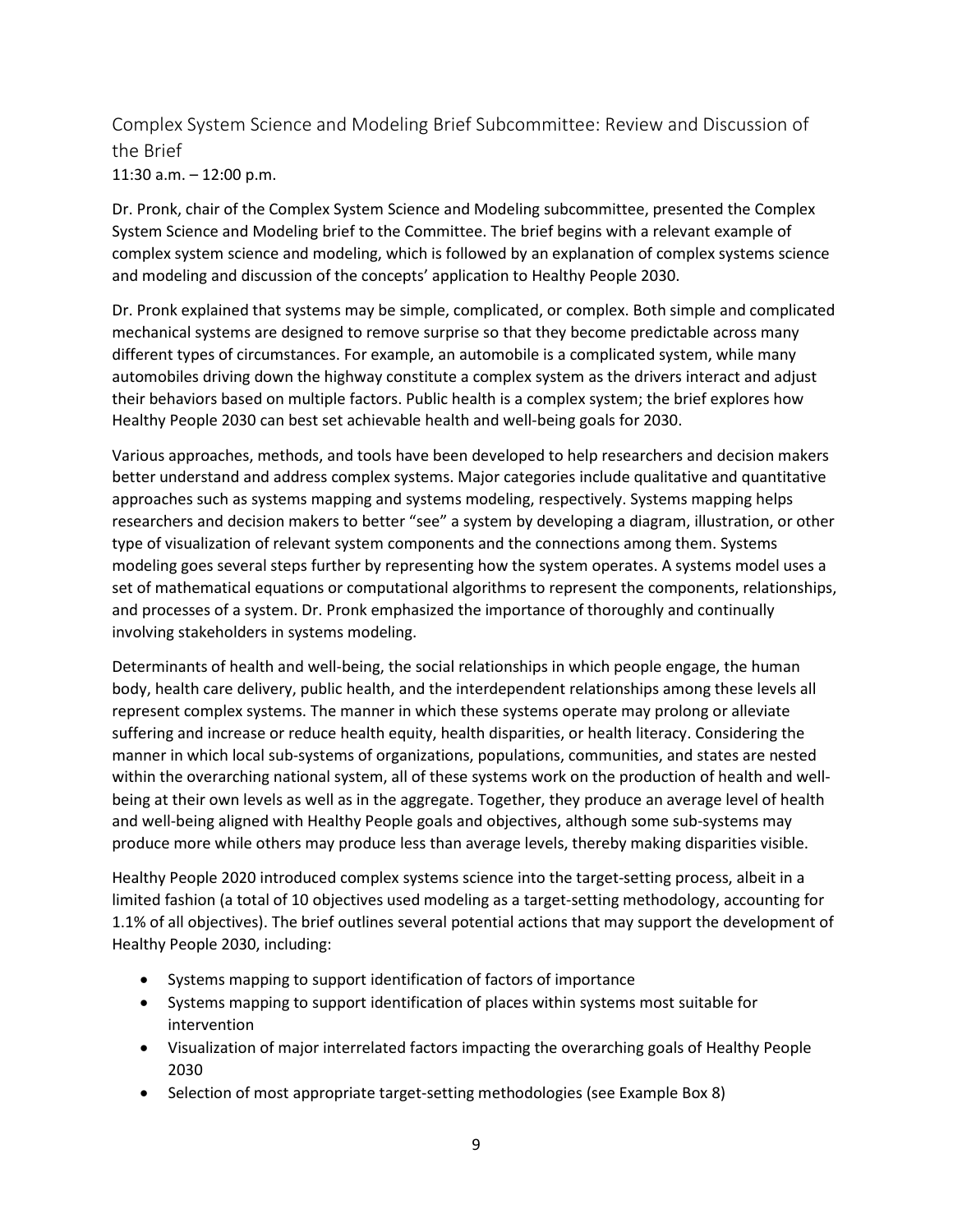## Complex System Science and Modeling Brief Subcommittee: Review and Discussion of the Brief

11:30 a.m. – 12:00 p.m.

Dr. Pronk, chair of the Complex System Science and Modeling subcommittee, presented the Complex System Science and Modeling brief to the Committee. The brief begins with a relevant example of complex system science and modeling, which is followed by an explanation of complex systems science and modeling and discussion of the concepts' application to Healthy People 2030.

Dr. Pronk explained that systems may be simple, complicated, or complex. Both simple and complicated mechanical systems are designed to remove surprise so that they become predictable across many different types of circumstances. For example, an automobile is a complicated system, while many automobiles driving down the highway constitute a complex system as the drivers interact and adjust their behaviors based on multiple factors. Public health is a complex system; the brief explores how Healthy People 2030 can best set achievable health and well-being goals for 2030.

Various approaches, methods, and tools have been developed to help researchers and decision makers better understand and address complex systems. Major categories include qualitative and quantitative approaches such as systems mapping and systems modeling, respectively. Systems mapping helps researchers and decision makers to better "see" a system by developing a diagram, illustration, or other type of visualization of relevant system components and the connections among them. Systems modeling goes several steps further by representing how the system operates. A systems model uses a set of mathematical equations or computational algorithms to represent the components, relationships, and processes of a system. Dr. Pronk emphasized the importance of thoroughly and continually involving stakeholders in systems modeling.

Determinants of health and well-being, the social relationships in which people engage, the human body, health care delivery, public health, and the interdependent relationships among these levels all represent complex systems. The manner in which these systems operate may prolong or alleviate suffering and increase or reduce health equity, health disparities, or health literacy. Considering the manner in which local sub-systems of organizations, populations, communities, and states are nested within the overarching national system, all of these systems work on the production of health and well-being at their own levels as well as in the aggregate. Together, they produce an average level of health and well-being aligned with Healthy People goals and objectives, although some sub-systems may produce more while others may produce less than average levels, thereby making disparities visible.

Healthy People 2020 introduced complex systems science into the target-setting process, albeit in a limited fashion (a total of 10 objectives used modeling as a target-setting methodology, accounting for 1.1% of all objectives). The brief outlines several potential actions that may support the development of Healthy People 2030, including:

- Systems mapping to support identification of factors of importance
- Systems mapping to support identification of places within systems most suitable for intervention
- Visualization of major interrelated factors impacting the overarching goals of Healthy People 2030
- Selection of most appropriate target-setting methodologies (see Example Box 8)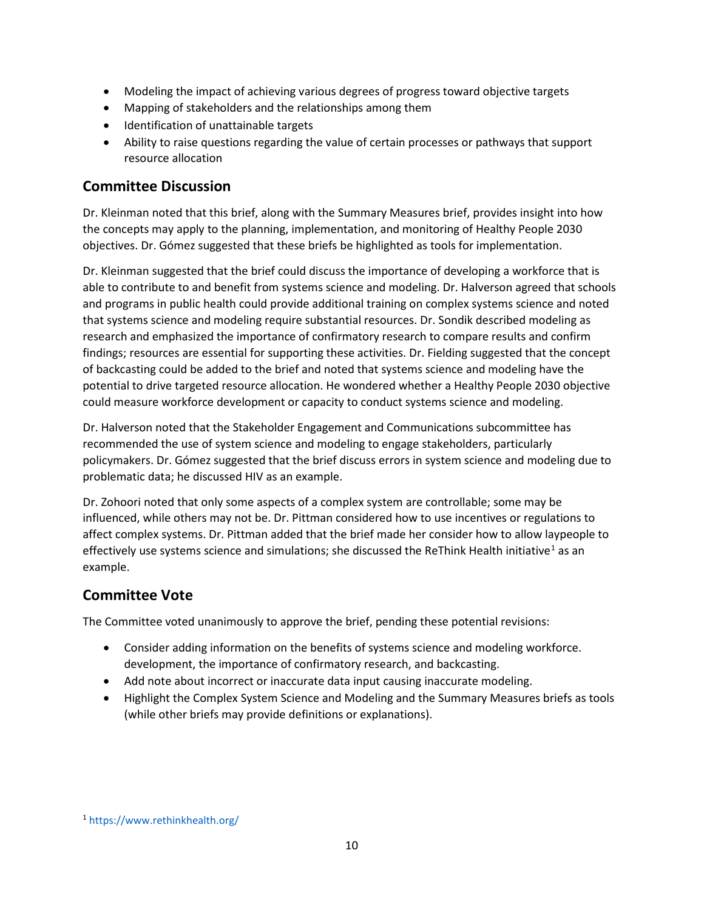- Modeling the impact of achieving various degrees of progress toward objective targets
- Mapping of stakeholders and the relationships among them
- Identification of unattainable targets
- Ability to raise questions regarding the value of certain processes or pathways that support resource allocation

## Committee Discussion

Dr. Kleinman noted that this brief, along with the Summary Measures brief, provides insight into how the concepts may apply to the planning, implementation, and monitoring of Healthy People 2030 objectives. Dr. Gómez suggested that these briefs be highlighted as tools for implementation.

Dr. Kleinman suggested that the brief could discuss the importance of developing a workforce that is able to contribute to and benefit from systems science and modeling. Dr. Halverson agreed that schools and programs in public health could provide additional training on complex systems science and noted that systems science and modeling require substantial resources. Dr. Sondik described modeling as research and emphasized the importance of confirmatory research to compare results and confirm findings; resources are essential for supporting these activities. Dr. Fielding suggested that the concept of backcasting could be added to the brief and noted that systems science and modeling have the potential to drive targeted resource allocation. He wondered whether a Healthy People 2030 objective could measure workforce development or capacity to conduct systems science and modeling.

Dr. Halverson noted that the Stakeholder Engagement and Communications subcommittee has recommended the use of system science and modeling to engage stakeholders, particularly policymakers. Dr. Gómez suggested that the brief discuss errors in system science and modeling due to problematic data; he discussed HIV as an example.

Dr. Zohoori noted that only some aspects of a complex system are controllable; some may be influenced, while others may not be. Dr. Pittman considered how to use incentives or regulations to affect complex systems. Dr. Pittman added that the brief made her consider how to allow laypeople to effectively use systems science and simulations; she discussed the ReThink Health initiative[1] as an example.

## Committee Vote

The Committee voted unanimously to approve the brief, pending these potential revisions:

- Consider adding information on the benefits of systems science and modeling workforce. development, the importance of confirmatory research, and backcasting.
- Add note about incorrect or inaccurate data input causing inaccurate modeling.
- Highlight the Complex System Science and Modeling and the Summary Measures briefs as tools (while other briefs may provide definitions or explanations).

[1] https://www.rethinkhealth.org/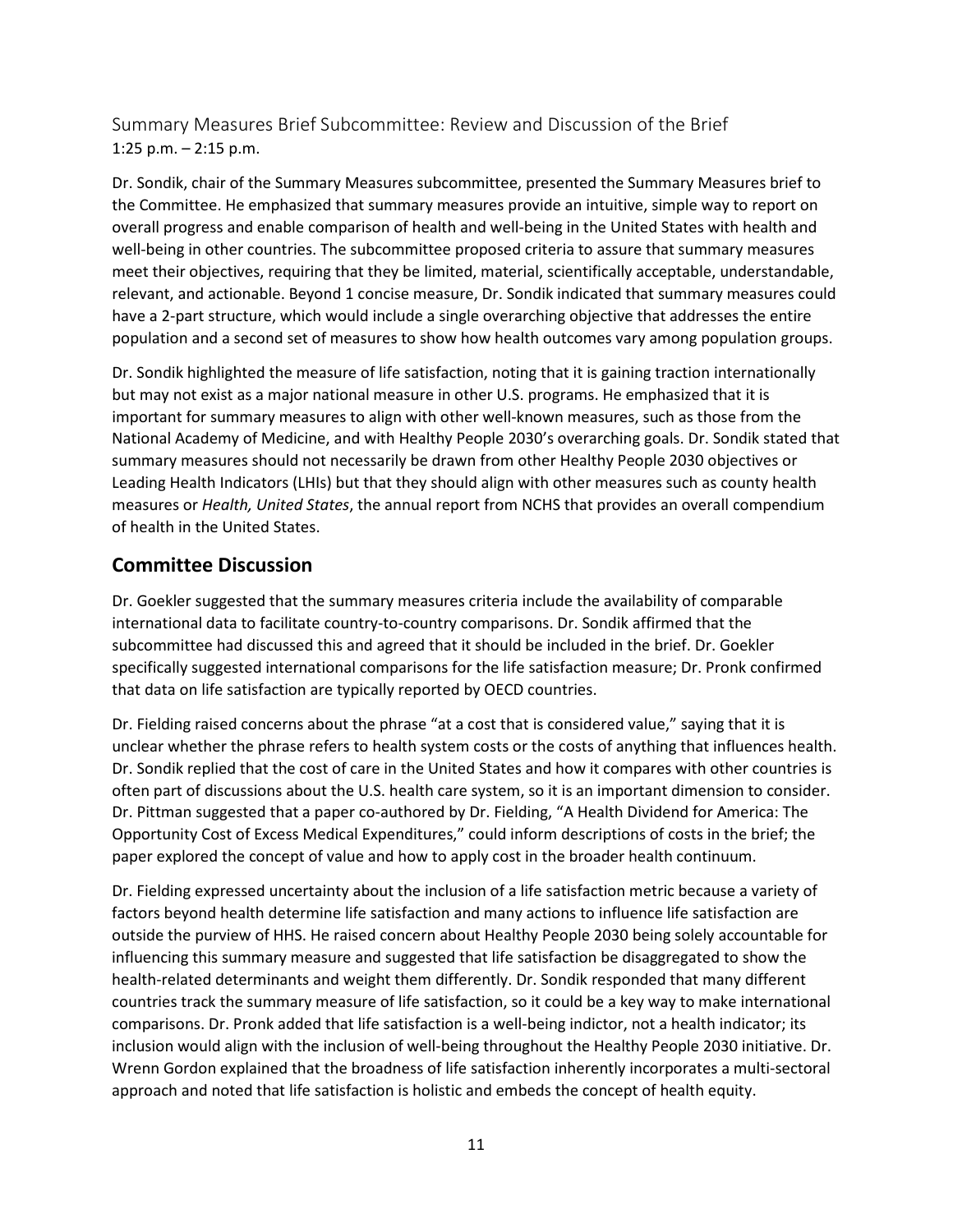### Summary Measures Brief Subcommittee: Review and Discussion of the Brief

1:25 p.m. – 2:15 p.m.

Dr. Sondik, chair of the Summary Measures subcommittee, presented the Summary Measures brief to the Committee. He emphasized that summary measures provide an intuitive, simple way to report on overall progress and enable comparison of health and well-being in the United States with health and well-being in other countries. The subcommittee proposed criteria to assure that summary measures meet their objectives, requiring that they be limited, material, scientifically acceptable, understandable, relevant, and actionable. Beyond 1 concise measure, Dr. Sondik indicated that summary measures could have a 2-part structure, which would include a single overarching objective that addresses the entire population and a second set of measures to show how health outcomes vary among population groups.

Dr. Sondik highlighted the measure of life satisfaction, noting that it is gaining traction internationally but may not exist as a major national measure in other U.S. programs. He emphasized that it is important for summary measures to align with other well-known measures, such as those from the National Academy of Medicine, and with Healthy People 2030's overarching goals. Dr. Sondik stated that summary measures should not necessarily be drawn from other Healthy People 2030 objectives or Leading Health Indicators (LHIs) but that they should align with other measures such as county health measures or *Health, United States*, the annual report from NCHS that provides an overall compendium of health in the United States.

## Committee Discussion

Dr. Goekler suggested that the summary measures criteria include the availability of comparable international data to facilitate country-to-country comparisons. Dr. Sondik affirmed that the subcommittee had discussed this and agreed that it should be included in the brief. Dr. Goekler specifically suggested international comparisons for the life satisfaction measure; Dr. Pronk confirmed that data on life satisfaction are typically reported by OECD countries.

Dr. Fielding raised concerns about the phrase "at a cost that is considered value," saying that it is unclear whether the phrase refers to health system costs or the costs of anything that influences health. Dr. Sondik replied that the cost of care in the United States and how it compares with other countries is often part of discussions about the U.S. health care system, so it is an important dimension to consider. Dr. Pittman suggested that a paper co-authored by Dr. Fielding, "A Health Dividend for America: The Opportunity Cost of Excess Medical Expenditures," could inform descriptions of costs in the brief; the paper explored the concept of value and how to apply cost in the broader health continuum.

Dr. Fielding expressed uncertainty about the inclusion of a life satisfaction metric because a variety of factors beyond health determine life satisfaction and many actions to influence life satisfaction are outside the purview of HHS. He raised concern about Healthy People 2030 being solely accountable for influencing this summary measure and suggested that life satisfaction be disaggregated to show the health-related determinants and weight them differently. Dr. Sondik responded that many different countries track the summary measure of life satisfaction, so it could be a key way to make international comparisons. Dr. Pronk added that life satisfaction is a well-being indictor, not a health indicator; its inclusion would align with the inclusion of well-being throughout the Healthy People 2030 initiative. Dr. Wrenn Gordon explained that the broadness of life satisfaction inherently incorporates a multi-sectoral approach and noted that life satisfaction is holistic and embeds the concept of health equity.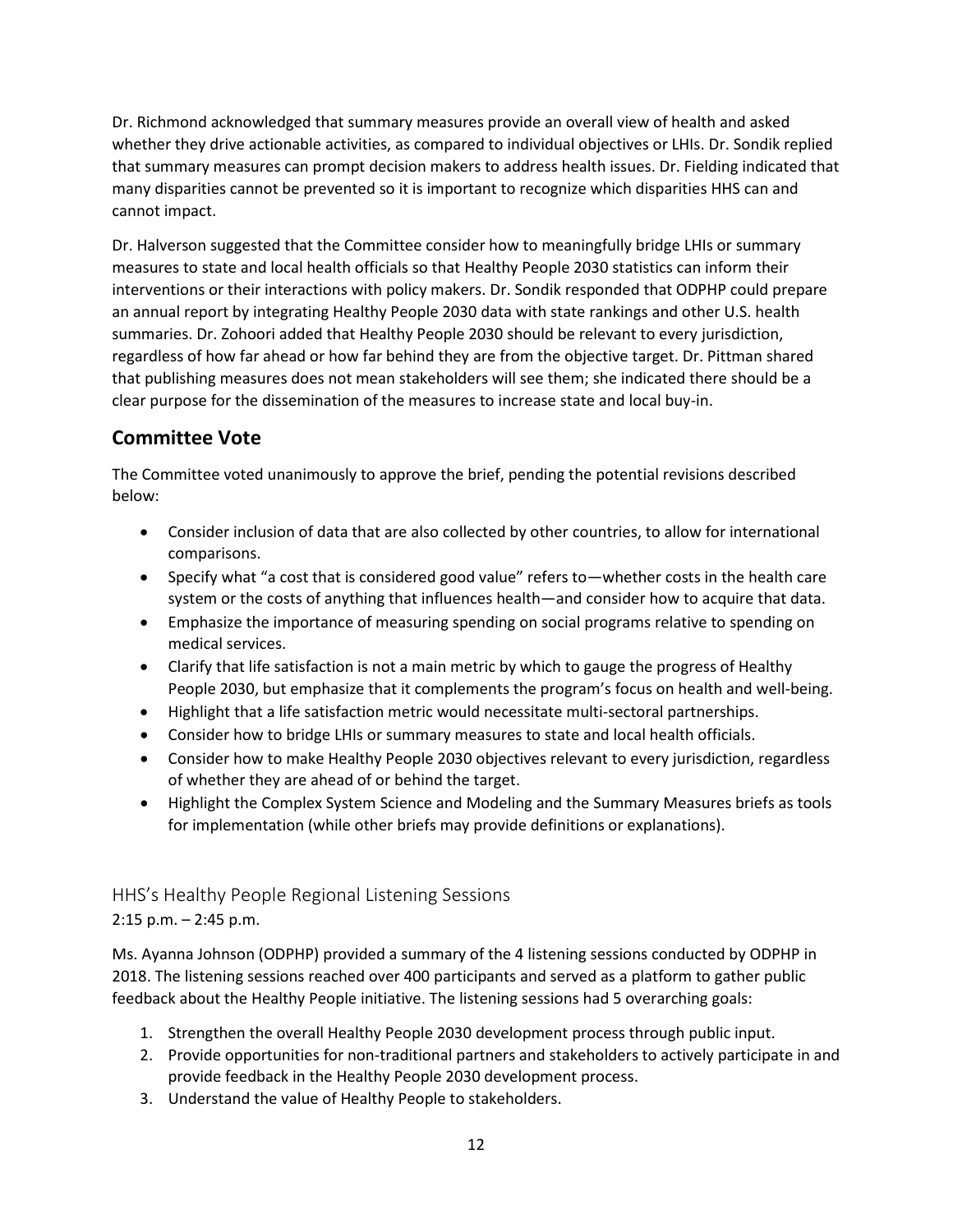Dr. Richmond acknowledged that summary measures provide an overall view of health and asked whether they drive actionable activities, as compared to individual objectives or LHIs. Dr. Sondik replied that summary measures can prompt decision makers to address health issues. Dr. Fielding indicated that many disparities cannot be prevented so it is important to recognize which disparities HHS can and cannot impact.

Dr. Halverson suggested that the Committee consider how to meaningfully bridge LHIs or summary measures to state and local health officials so that Healthy People 2030 statistics can inform their interventions or their interactions with policy makers. Dr. Sondik responded that ODPHP could prepare an annual report by integrating Healthy People 2030 data with state rankings and other U.S. health summaries. Dr. Zohoori added that Healthy People 2030 should be relevant to every jurisdiction, regardless of how far ahead or how far behind they are from the objective target. Dr. Pittman shared that publishing measures does not mean stakeholders will see them; she indicated there should be a clear purpose for the dissemination of the measures to increase state and local buy-in.

## Committee Vote

The Committee voted unanimously to approve the brief, pending the potential revisions described below:

- Consider inclusion of data that are also collected by other countries, to allow for international comparisons.
- Specify what "a cost that is considered good value" refers to—whether costs in the health care system or the costs of anything that influences health—and consider how to acquire that data.
- Emphasize the importance of measuring spending on social programs relative to spending on medical services.
- Clarify that life satisfaction is not a main metric by which to gauge the progress of Healthy People 2030, but emphasize that it complements the program's focus on health and well-being.
- Highlight that a life satisfaction metric would necessitate multi-sectoral partnerships.
- Consider how to bridge LHIs or summary measures to state and local health officials.
- Consider how to make Healthy People 2030 objectives relevant to every jurisdiction, regardless of whether they are ahead of or behind the target.
- Highlight the Complex System Science and Modeling and the Summary Measures briefs as tools for implementation (while other briefs may provide definitions or explanations).

### HHS's Healthy People Regional Listening Sessions

2:15 p.m. – 2:45 p.m.

Ms. Ayanna Johnson (ODPHP) provided a summary of the 4 listening sessions conducted by ODPHP in 2018. The listening sessions reached over 400 participants and served as a platform to gather public feedback about the Healthy People initiative. The listening sessions had 5 overarching goals:

1. Strengthen the overall Healthy People 2030 development process through public input.
2. Provide opportunities for non-traditional partners and stakeholders to actively participate in and provide feedback in the Healthy People 2030 development process.
3. Understand the value of Healthy People to stakeholders.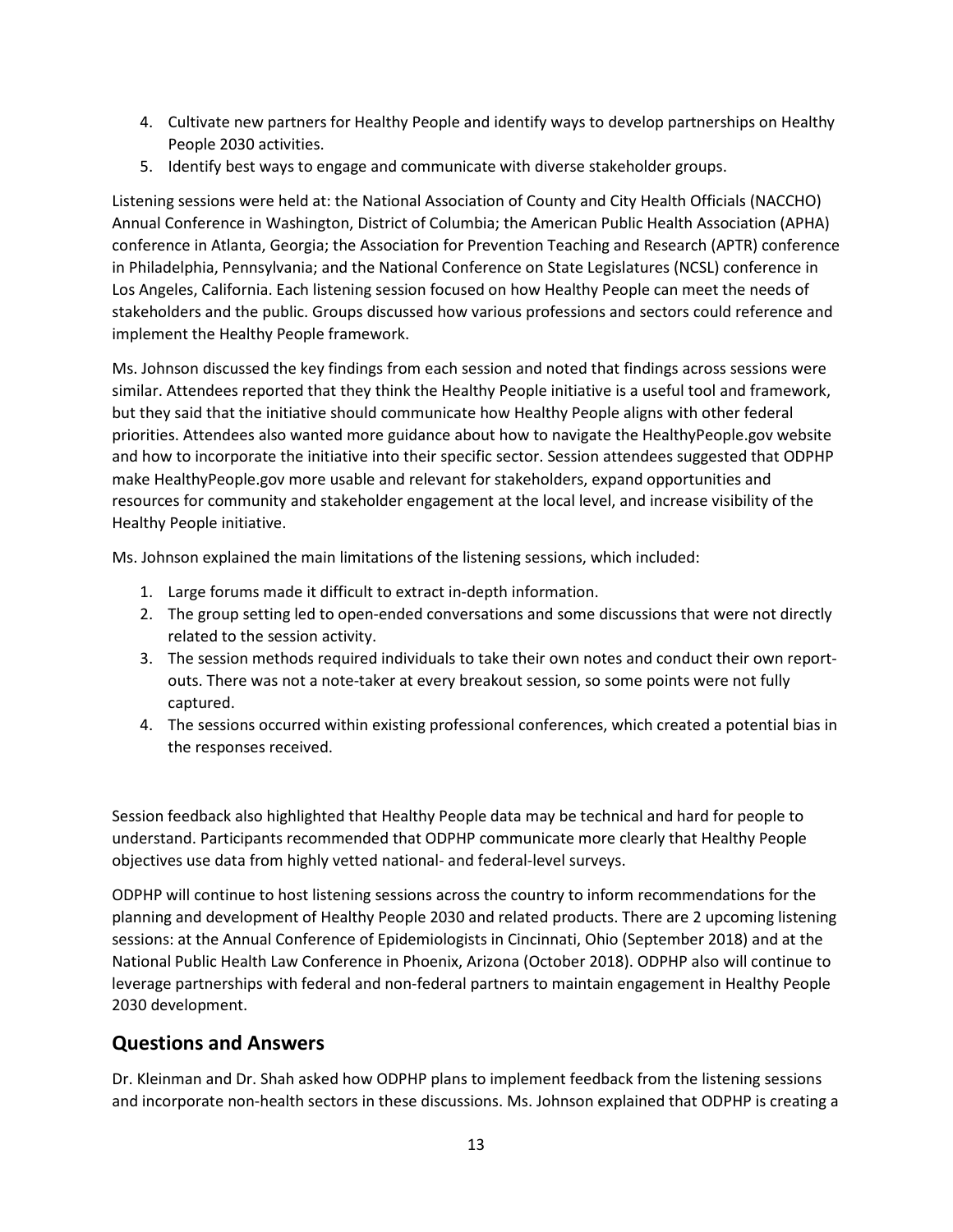4. Cultivate new partners for Healthy People and identify ways to develop partnerships on Healthy People 2030 activities.
5. Identify best ways to engage and communicate with diverse stakeholder groups.

Listening sessions were held at: the National Association of County and City Health Officials (NACCHO) Annual Conference in Washington, District of Columbia; the American Public Health Association (APHA) conference in Atlanta, Georgia; the Association for Prevention Teaching and Research (APTR) conference in Philadelphia, Pennsylvania; and the National Conference on State Legislatures (NCSL) conference in Los Angeles, California. Each listening session focused on how Healthy People can meet the needs of stakeholders and the public. Groups discussed how various professions and sectors could reference and implement the Healthy People framework.

Ms. Johnson discussed the key findings from each session and noted that findings across sessions were similar. Attendees reported that they think the Healthy People initiative is a useful tool and framework, but they said that the initiative should communicate how Healthy People aligns with other federal priorities. Attendees also wanted more guidance about how to navigate the HealthyPeople.gov website and how to incorporate the initiative into their specific sector. Session attendees suggested that ODPHP make HealthyPeople.gov more usable and relevant for stakeholders, expand opportunities and resources for community and stakeholder engagement at the local level, and increase visibility of the Healthy People initiative.

Ms. Johnson explained the main limitations of the listening sessions, which included:

1. Large forums made it difficult to extract in-depth information.
2. The group setting led to open-ended conversations and some discussions that were not directly related to the session activity.
3. The session methods required individuals to take their own notes and conduct their own report-outs. There was not a note-taker at every breakout session, so some points were not fully captured.
4. The sessions occurred within existing professional conferences, which created a potential bias in the responses received.

Session feedback also highlighted that Healthy People data may be technical and hard for people to understand. Participants recommended that ODPHP communicate more clearly that Healthy People objectives use data from highly vetted national- and federal-level surveys.

ODPHP will continue to host listening sessions across the country to inform recommendations for the planning and development of Healthy People 2030 and related products. There are 2 upcoming listening sessions: at the Annual Conference of Epidemiologists in Cincinnati, Ohio (September 2018) and at the National Public Health Law Conference in Phoenix, Arizona (October 2018). ODPHP also will continue to leverage partnerships with federal and non-federal partners to maintain engagement in Healthy People 2030 development.

## Questions and Answers

Dr. Kleinman and Dr. Shah asked how ODPHP plans to implement feedback from the listening sessions and incorporate non-health sectors in these discussions. Ms. Johnson explained that ODPHP is creating a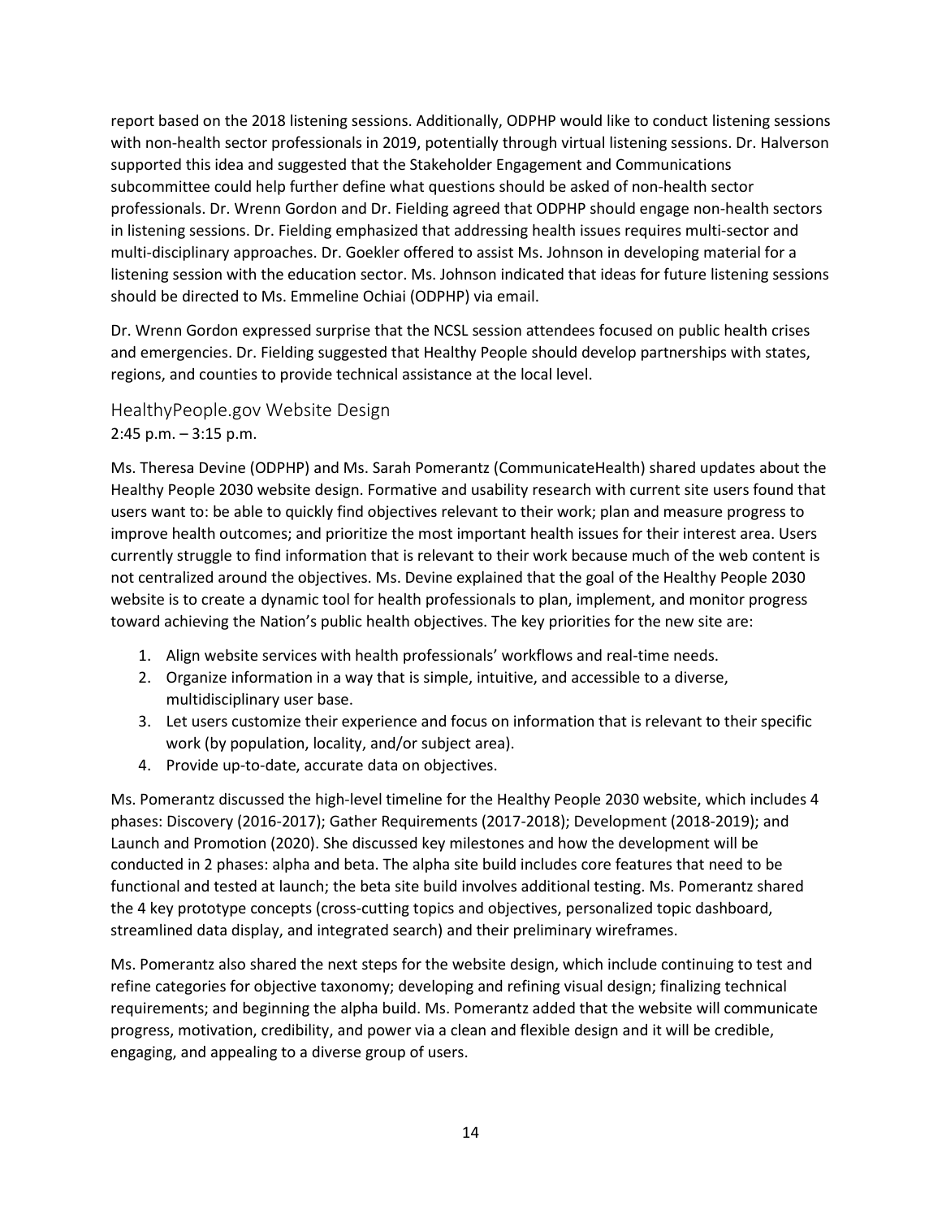report based on the 2018 listening sessions. Additionally, ODPHP would like to conduct listening sessions with non-health sector professionals in 2019, potentially through virtual listening sessions. Dr. Halverson supported this idea and suggested that the Stakeholder Engagement and Communications subcommittee could help further define what questions should be asked of non-health sector professionals. Dr. Wrenn Gordon and Dr. Fielding agreed that ODPHP should engage non-health sectors in listening sessions. Dr. Fielding emphasized that addressing health issues requires multi-sector and multi-disciplinary approaches. Dr. Goekler offered to assist Ms. Johnson in developing material for a listening session with the education sector. Ms. Johnson indicated that ideas for future listening sessions should be directed to Ms. Emmeline Ochiai (ODPHP) via email.

Dr. Wrenn Gordon expressed surprise that the NCSL session attendees focused on public health crises and emergencies. Dr. Fielding suggested that Healthy People should develop partnerships with states, regions, and counties to provide technical assistance at the local level.

## HealthyPeople.gov Website Design

2:45 p.m. – 3:15 p.m.

Ms. Theresa Devine (ODPHP) and Ms. Sarah Pomerantz (CommunicateHealth) shared updates about the Healthy People 2030 website design. Formative and usability research with current site users found that users want to: be able to quickly find objectives relevant to their work; plan and measure progress to improve health outcomes; and prioritize the most important health issues for their interest area. Users currently struggle to find information that is relevant to their work because much of the web content is not centralized around the objectives. Ms. Devine explained that the goal of the Healthy People 2030 website is to create a dynamic tool for health professionals to plan, implement, and monitor progress toward achieving the Nation's public health objectives. The key priorities for the new site are:

1. Align website services with health professionals' workflows and real-time needs.
2. Organize information in a way that is simple, intuitive, and accessible to a diverse, multidisciplinary user base.
3. Let users customize their experience and focus on information that is relevant to their specific work (by population, locality, and/or subject area).
4. Provide up-to-date, accurate data on objectives.

Ms. Pomerantz discussed the high-level timeline for the Healthy People 2030 website, which includes 4 phases: Discovery (2016-2017); Gather Requirements (2017-2018); Development (2018-2019); and Launch and Promotion (2020). She discussed key milestones and how the development will be conducted in 2 phases: alpha and beta. The alpha site build includes core features that need to be functional and tested at launch; the beta site build involves additional testing. Ms. Pomerantz shared the 4 key prototype concepts (cross-cutting topics and objectives, personalized topic dashboard, streamlined data display, and integrated search) and their preliminary wireframes.

Ms. Pomerantz also shared the next steps for the website design, which include continuing to test and refine categories for objective taxonomy; developing and refining visual design; finalizing technical requirements; and beginning the alpha build. Ms. Pomerantz added that the website will communicate progress, motivation, credibility, and power via a clean and flexible design and it will be credible, engaging, and appealing to a diverse group of users.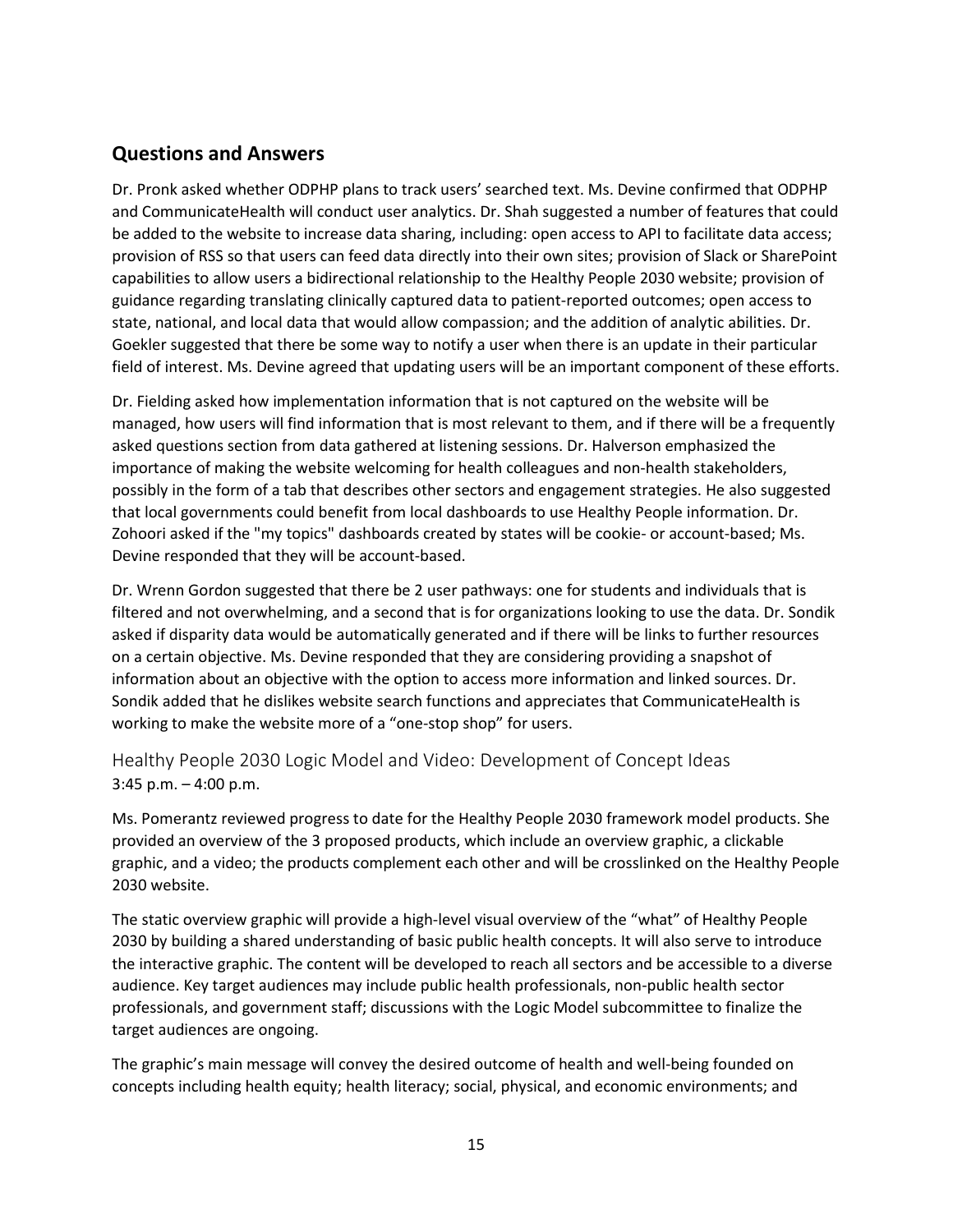## Questions and Answers

Dr. Pronk asked whether ODPHP plans to track users' searched text. Ms. Devine confirmed that ODPHP and CommunicateHealth will conduct user analytics. Dr. Shah suggested a number of features that could be added to the website to increase data sharing, including: open access to API to facilitate data access; provision of RSS so that users can feed data directly into their own sites; provision of Slack or SharePoint capabilities to allow users a bidirectional relationship to the Healthy People 2030 website; provision of guidance regarding translating clinically captured data to patient-reported outcomes; open access to state, national, and local data that would allow compassion; and the addition of analytic abilities. Dr. Goekler suggested that there be some way to notify a user when there is an update in their particular field of interest. Ms. Devine agreed that updating users will be an important component of these efforts.

Dr. Fielding asked how implementation information that is not captured on the website will be managed, how users will find information that is most relevant to them, and if there will be a frequently asked questions section from data gathered at listening sessions. Dr. Halverson emphasized the importance of making the website welcoming for health colleagues and non-health stakeholders, possibly in the form of a tab that describes other sectors and engagement strategies. He also suggested that local governments could benefit from local dashboards to use Healthy People information. Dr. Zohoori asked if the "my topics" dashboards created by states will be cookie- or account-based; Ms. Devine responded that they will be account-based.

Dr. Wrenn Gordon suggested that there be 2 user pathways: one for students and individuals that is filtered and not overwhelming, and a second that is for organizations looking to use the data. Dr. Sondik asked if disparity data would be automatically generated and if there will be links to further resources on a certain objective. Ms. Devine responded that they are considering providing a snapshot of information about an objective with the option to access more information and linked sources. Dr. Sondik added that he dislikes website search functions and appreciates that CommunicateHealth is working to make the website more of a "one-stop shop" for users.

### Healthy People 2030 Logic Model and Video: Development of Concept Ideas

3:45 p.m. – 4:00 p.m.

Ms. Pomerantz reviewed progress to date for the Healthy People 2030 framework model products. She provided an overview of the 3 proposed products, which include an overview graphic, a clickable graphic, and a video; the products complement each other and will be crosslinked on the Healthy People 2030 website.

The static overview graphic will provide a high-level visual overview of the "what" of Healthy People 2030 by building a shared understanding of basic public health concepts. It will also serve to introduce the interactive graphic. The content will be developed to reach all sectors and be accessible to a diverse audience. Key target audiences may include public health professionals, non-public health sector professionals, and government staff; discussions with the Logic Model subcommittee to finalize the target audiences are ongoing.

The graphic's main message will convey the desired outcome of health and well-being founded on concepts including health equity; health literacy; social, physical, and economic environments; and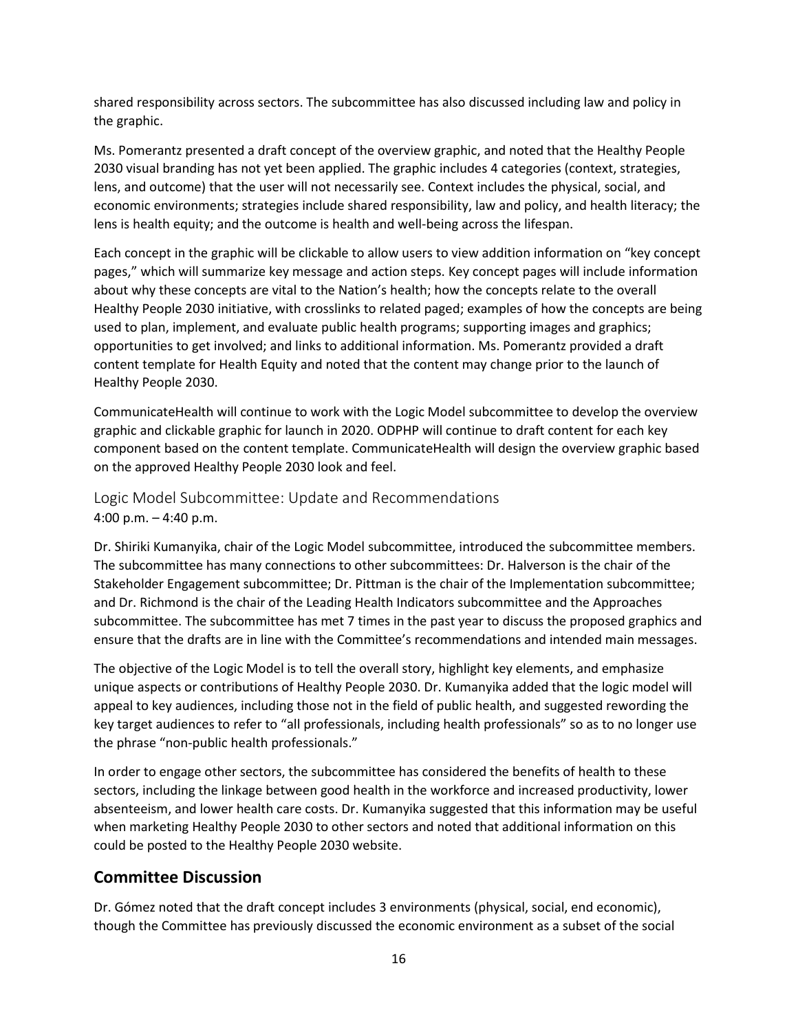shared responsibility across sectors. The subcommittee has also discussed including law and policy in the graphic.

Ms. Pomerantz presented a draft concept of the overview graphic, and noted that the Healthy People 2030 visual branding has not yet been applied. The graphic includes 4 categories (context, strategies, lens, and outcome) that the user will not necessarily see. Context includes the physical, social, and economic environments; strategies include shared responsibility, law and policy, and health literacy; the lens is health equity; and the outcome is health and well-being across the lifespan.

Each concept in the graphic will be clickable to allow users to view addition information on "key concept pages," which will summarize key message and action steps. Key concept pages will include information about why these concepts are vital to the Nation's health; how the concepts relate to the overall Healthy People 2030 initiative, with crosslinks to related paged; examples of how the concepts are being used to plan, implement, and evaluate public health programs; supporting images and graphics; opportunities to get involved; and links to additional information. Ms. Pomerantz provided a draft content template for Health Equity and noted that the content may change prior to the launch of Healthy People 2030.

CommunicateHealth will continue to work with the Logic Model subcommittee to develop the overview graphic and clickable graphic for launch in 2020. ODPHP will continue to draft content for each key component based on the content template. CommunicateHealth will design the overview graphic based on the approved Healthy People 2030 look and feel.

### Logic Model Subcommittee: Update and Recommendations

4:00 p.m. – 4:40 p.m.

Dr. Shiriki Kumanyika, chair of the Logic Model subcommittee, introduced the subcommittee members. The subcommittee has many connections to other subcommittees: Dr. Halverson is the chair of the Stakeholder Engagement subcommittee; Dr. Pittman is the chair of the Implementation subcommittee; and Dr. Richmond is the chair of the Leading Health Indicators subcommittee and the Approaches subcommittee. The subcommittee has met 7 times in the past year to discuss the proposed graphics and ensure that the drafts are in line with the Committee's recommendations and intended main messages.

The objective of the Logic Model is to tell the overall story, highlight key elements, and emphasize unique aspects or contributions of Healthy People 2030. Dr. Kumanyika added that the logic model will appeal to key audiences, including those not in the field of public health, and suggested rewording the key target audiences to refer to "all professionals, including health professionals" so as to no longer use the phrase "non-public health professionals."

In order to engage other sectors, the subcommittee has considered the benefits of health to these sectors, including the linkage between good health in the workforce and increased productivity, lower absenteeism, and lower health care costs. Dr. Kumanyika suggested that this information may be useful when marketing Healthy People 2030 to other sectors and noted that additional information on this could be posted to the Healthy People 2030 website.

## Committee Discussion

Dr. Gómez noted that the draft concept includes 3 environments (physical, social, end economic), though the Committee has previously discussed the economic environment as a subset of the social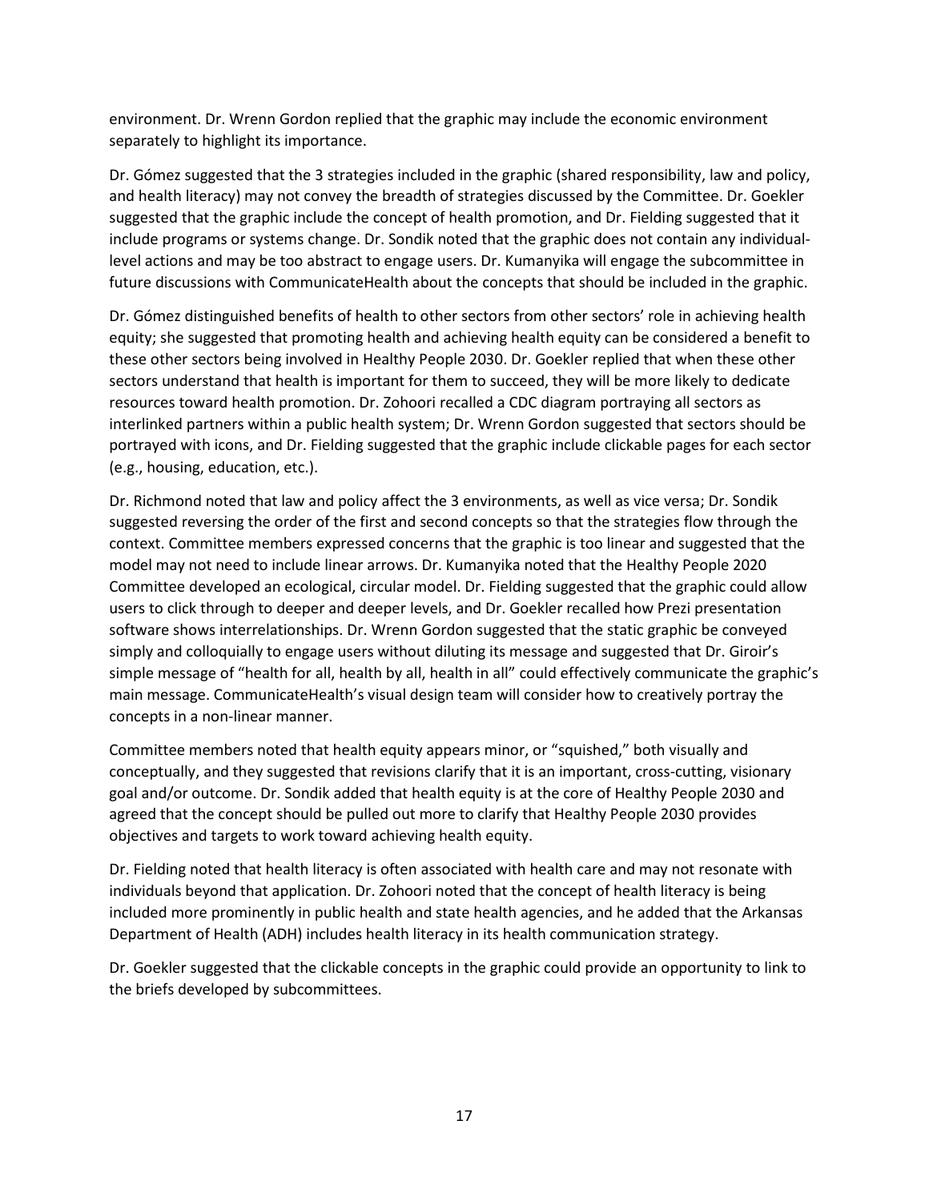environment. Dr. Wrenn Gordon replied that the graphic may include the economic environment separately to highlight its importance.

Dr. Gómez suggested that the 3 strategies included in the graphic (shared responsibility, law and policy, and health literacy) may not convey the breadth of strategies discussed by the Committee. Dr. Goekler suggested that the graphic include the concept of health promotion, and Dr. Fielding suggested that it include programs or systems change. Dr. Sondik noted that the graphic does not contain any individual-level actions and may be too abstract to engage users. Dr. Kumanyika will engage the subcommittee in future discussions with CommunicateHealth about the concepts that should be included in the graphic.

Dr. Gómez distinguished benefits of health to other sectors from other sectors' role in achieving health equity; she suggested that promoting health and achieving health equity can be considered a benefit to these other sectors being involved in Healthy People 2030. Dr. Goekler replied that when these other sectors understand that health is important for them to succeed, they will be more likely to dedicate resources toward health promotion. Dr. Zohoori recalled a CDC diagram portraying all sectors as interlinked partners within a public health system; Dr. Wrenn Gordon suggested that sectors should be portrayed with icons, and Dr. Fielding suggested that the graphic include clickable pages for each sector (e.g., housing, education, etc.).

Dr. Richmond noted that law and policy affect the 3 environments, as well as vice versa; Dr. Sondik suggested reversing the order of the first and second concepts so that the strategies flow through the context. Committee members expressed concerns that the graphic is too linear and suggested that the model may not need to include linear arrows. Dr. Kumanyika noted that the Healthy People 2020 Committee developed an ecological, circular model. Dr. Fielding suggested that the graphic could allow users to click through to deeper and deeper levels, and Dr. Goekler recalled how Prezi presentation software shows interrelationships. Dr. Wrenn Gordon suggested that the static graphic be conveyed simply and colloquially to engage users without diluting its message and suggested that Dr. Giroir's simple message of "health for all, health by all, health in all" could effectively communicate the graphic's main message. CommunicateHealth's visual design team will consider how to creatively portray the concepts in a non-linear manner.

Committee members noted that health equity appears minor, or "squished," both visually and conceptually, and they suggested that revisions clarify that it is an important, cross-cutting, visionary goal and/or outcome. Dr. Sondik added that health equity is at the core of Healthy People 2030 and agreed that the concept should be pulled out more to clarify that Healthy People 2030 provides objectives and targets to work toward achieving health equity.

Dr. Fielding noted that health literacy is often associated with health care and may not resonate with individuals beyond that application. Dr. Zohoori noted that the concept of health literacy is being included more prominently in public health and state health agencies, and he added that the Arkansas Department of Health (ADH) includes health literacy in its health communication strategy.

Dr. Goekler suggested that the clickable concepts in the graphic could provide an opportunity to link to the briefs developed by subcommittees.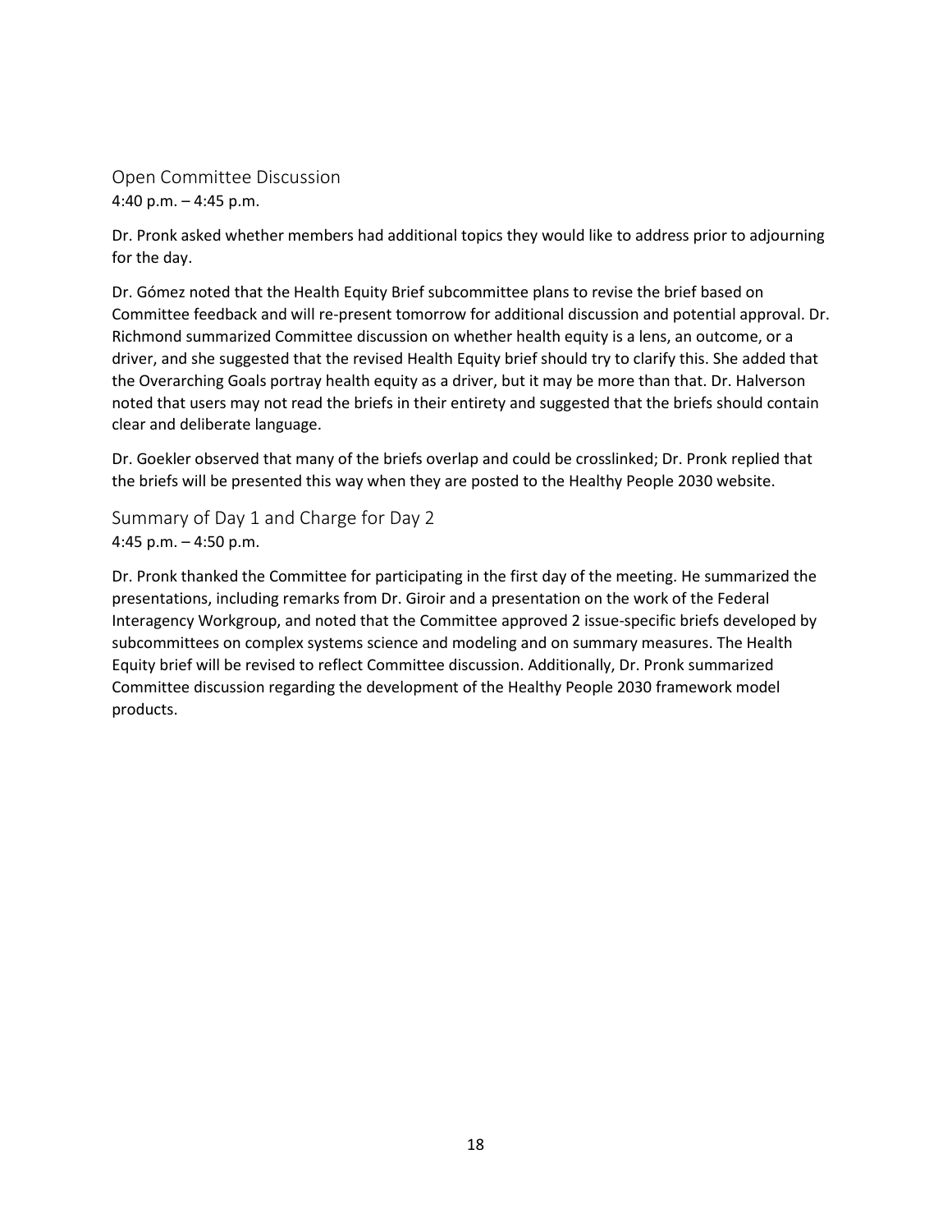## Open Committee Discussion

4:40 p.m. – 4:45 p.m.

Dr. Pronk asked whether members had additional topics they would like to address prior to adjourning for the day.

Dr. Gómez noted that the Health Equity Brief subcommittee plans to revise the brief based on Committee feedback and will re-present tomorrow for additional discussion and potential approval. Dr. Richmond summarized Committee discussion on whether health equity is a lens, an outcome, or a driver, and she suggested that the revised Health Equity brief should try to clarify this. She added that the Overarching Goals portray health equity as a driver, but it may be more than that. Dr. Halverson noted that users may not read the briefs in their entirety and suggested that the briefs should contain clear and deliberate language.

Dr. Goekler observed that many of the briefs overlap and could be crosslinked; Dr. Pronk replied that the briefs will be presented this way when they are posted to the Healthy People 2030 website.

## Summary of Day 1 and Charge for Day 2

4:45 p.m. – 4:50 p.m.

Dr. Pronk thanked the Committee for participating in the first day of the meeting. He summarized the presentations, including remarks from Dr. Giroir and a presentation on the work of the Federal Interagency Workgroup, and noted that the Committee approved 2 issue-specific briefs developed by subcommittees on complex systems science and modeling and on summary measures. The Health Equity brief will be revised to reflect Committee discussion. Additionally, Dr. Pronk summarized Committee discussion regarding the development of the Healthy People 2030 framework model products.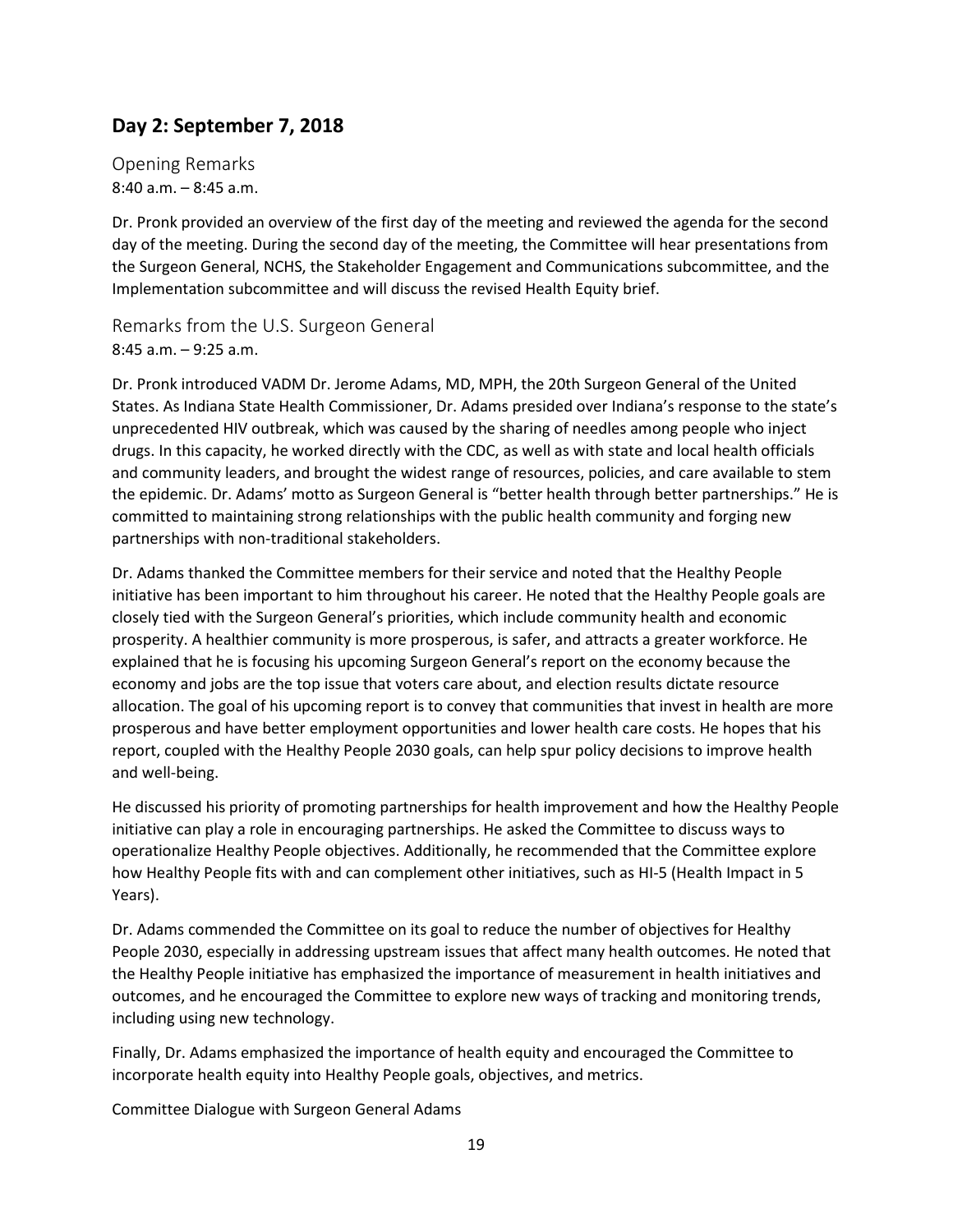## Day 2: September 7, 2018

### Opening Remarks

8:40 a.m. – 8:45 a.m.

Dr. Pronk provided an overview of the first day of the meeting and reviewed the agenda for the second day of the meeting. During the second day of the meeting, the Committee will hear presentations from the Surgeon General, NCHS, the Stakeholder Engagement and Communications subcommittee, and the Implementation subcommittee and will discuss the revised Health Equity brief.

### Remarks from the U.S. Surgeon General

8:45 a.m. – 9:25 a.m.

Dr. Pronk introduced VADM Dr. Jerome Adams, MD, MPH, the 20th Surgeon General of the United States. As Indiana State Health Commissioner, Dr. Adams presided over Indiana's response to the state's unprecedented HIV outbreak, which was caused by the sharing of needles among people who inject drugs. In this capacity, he worked directly with the CDC, as well as with state and local health officials and community leaders, and brought the widest range of resources, policies, and care available to stem the epidemic. Dr. Adams' motto as Surgeon General is "better health through better partnerships." He is committed to maintaining strong relationships with the public health community and forging new partnerships with non-traditional stakeholders.

Dr. Adams thanked the Committee members for their service and noted that the Healthy People initiative has been important to him throughout his career. He noted that the Healthy People goals are closely tied with the Surgeon General's priorities, which include community health and economic prosperity. A healthier community is more prosperous, is safer, and attracts a greater workforce. He explained that he is focusing his upcoming Surgeon General's report on the economy because the economy and jobs are the top issue that voters care about, and election results dictate resource allocation. The goal of his upcoming report is to convey that communities that invest in health are more prosperous and have better employment opportunities and lower health care costs. He hopes that his report, coupled with the Healthy People 2030 goals, can help spur policy decisions to improve health and well-being.

He discussed his priority of promoting partnerships for health improvement and how the Healthy People initiative can play a role in encouraging partnerships. He asked the Committee to discuss ways to operationalize Healthy People objectives. Additionally, he recommended that the Committee explore how Healthy People fits with and can complement other initiatives, such as HI-5 (Health Impact in 5 Years).

Dr. Adams commended the Committee on its goal to reduce the number of objectives for Healthy People 2030, especially in addressing upstream issues that affect many health outcomes. He noted that the Healthy People initiative has emphasized the importance of measurement in health initiatives and outcomes, and he encouraged the Committee to explore new ways of tracking and monitoring trends, including using new technology.

Finally, Dr. Adams emphasized the importance of health equity and encouraged the Committee to incorporate health equity into Healthy People goals, objectives, and metrics.

Committee Dialogue with Surgeon General Adams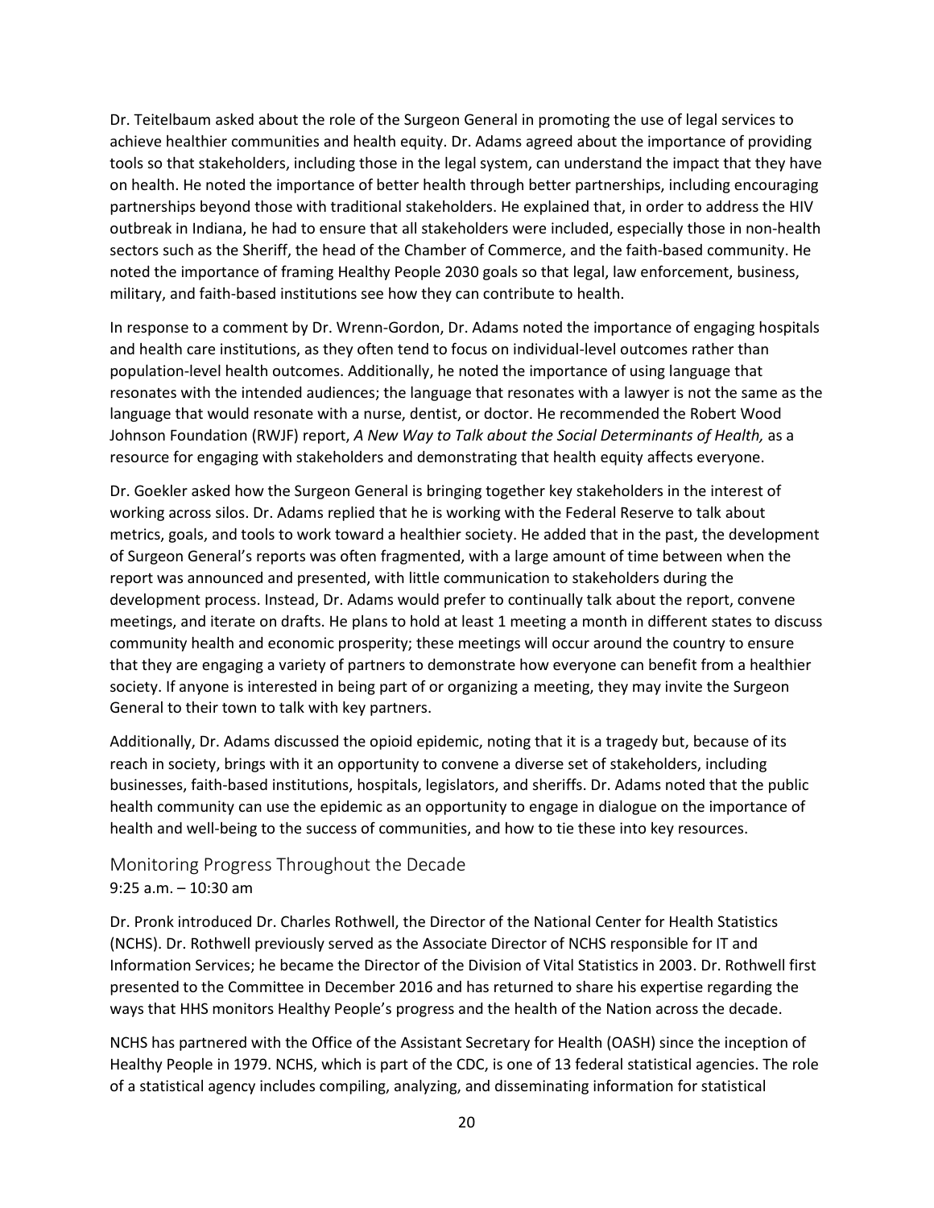Dr. Teitelbaum asked about the role of the Surgeon General in promoting the use of legal services to achieve healthier communities and health equity. Dr. Adams agreed about the importance of providing tools so that stakeholders, including those in the legal system, can understand the impact that they have on health. He noted the importance of better health through better partnerships, including encouraging partnerships beyond those with traditional stakeholders. He explained that, in order to address the HIV outbreak in Indiana, he had to ensure that all stakeholders were included, especially those in non-health sectors such as the Sheriff, the head of the Chamber of Commerce, and the faith-based community. He noted the importance of framing Healthy People 2030 goals so that legal, law enforcement, business, military, and faith-based institutions see how they can contribute to health.

In response to a comment by Dr. Wrenn-Gordon, Dr. Adams noted the importance of engaging hospitals and health care institutions, as they often tend to focus on individual-level outcomes rather than population-level health outcomes. Additionally, he noted the importance of using language that resonates with the intended audiences; the language that resonates with a lawyer is not the same as the language that would resonate with a nurse, dentist, or doctor. He recommended the Robert Wood Johnson Foundation (RWJF) report, *A New Way to Talk about the Social Determinants of Health,* as a resource for engaging with stakeholders and demonstrating that health equity affects everyone.

Dr. Goekler asked how the Surgeon General is bringing together key stakeholders in the interest of working across silos. Dr. Adams replied that he is working with the Federal Reserve to talk about metrics, goals, and tools to work toward a healthier society. He added that in the past, the development of Surgeon General's reports was often fragmented, with a large amount of time between when the report was announced and presented, with little communication to stakeholders during the development process. Instead, Dr. Adams would prefer to continually talk about the report, convene meetings, and iterate on drafts. He plans to hold at least 1 meeting a month in different states to discuss community health and economic prosperity; these meetings will occur around the country to ensure that they are engaging a variety of partners to demonstrate how everyone can benefit from a healthier society. If anyone is interested in being part of or organizing a meeting, they may invite the Surgeon General to their town to talk with key partners.

Additionally, Dr. Adams discussed the opioid epidemic, noting that it is a tragedy but, because of its reach in society, brings with it an opportunity to convene a diverse set of stakeholders, including businesses, faith-based institutions, hospitals, legislators, and sheriffs. Dr. Adams noted that the public health community can use the epidemic as an opportunity to engage in dialogue on the importance of health and well-being to the success of communities, and how to tie these into key resources.

## Monitoring Progress Throughout the Decade

9:25 a.m. – 10:30 am

Dr. Pronk introduced Dr. Charles Rothwell, the Director of the National Center for Health Statistics (NCHS). Dr. Rothwell previously served as the Associate Director of NCHS responsible for IT and Information Services; he became the Director of the Division of Vital Statistics in 2003. Dr. Rothwell first presented to the Committee in December 2016 and has returned to share his expertise regarding the ways that HHS monitors Healthy People's progress and the health of the Nation across the decade.

NCHS has partnered with the Office of the Assistant Secretary for Health (OASH) since the inception of Healthy People in 1979. NCHS, which is part of the CDC, is one of 13 federal statistical agencies. The role of a statistical agency includes compiling, analyzing, and disseminating information for statistical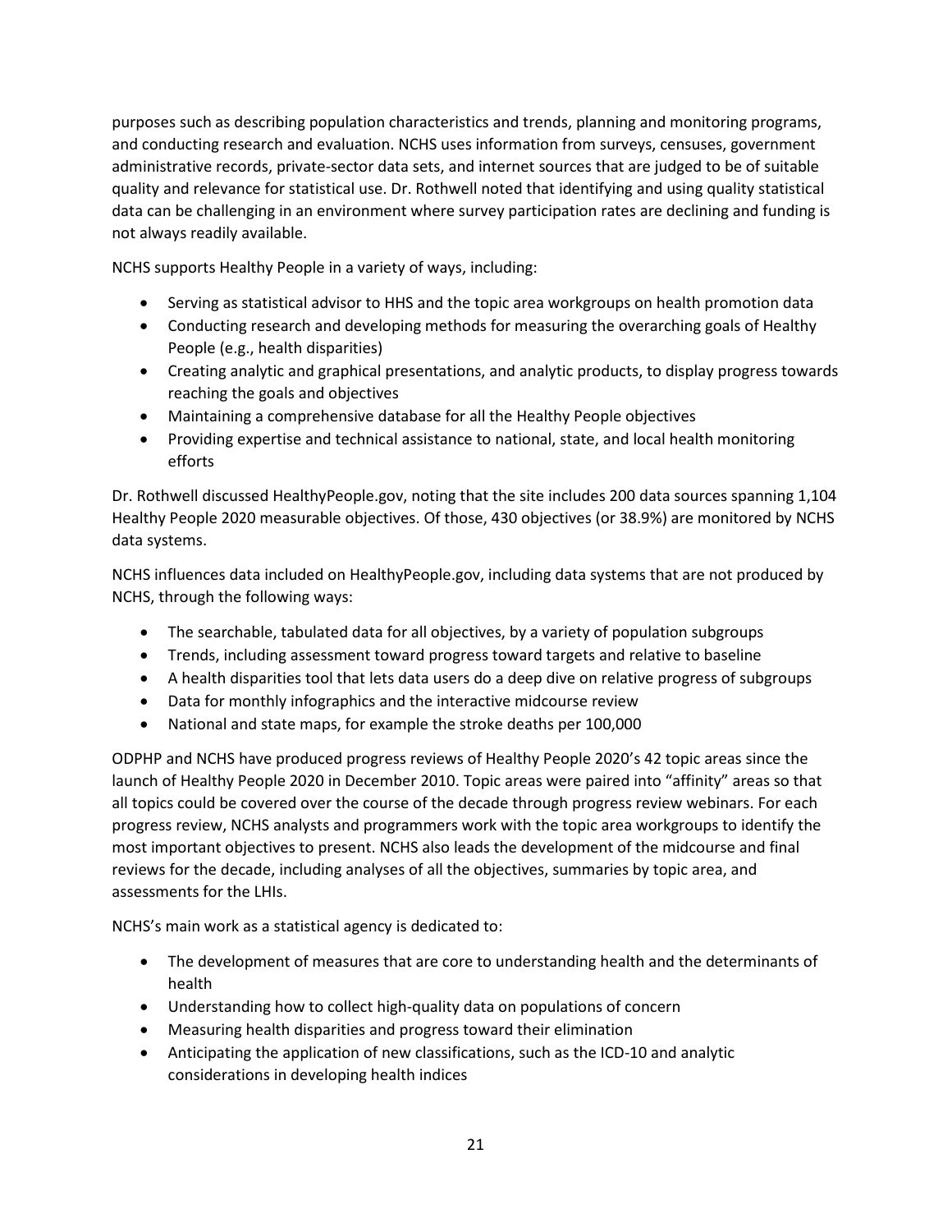purposes such as describing population characteristics and trends, planning and monitoring programs, and conducting research and evaluation. NCHS uses information from surveys, censuses, government administrative records, private-sector data sets, and internet sources that are judged to be of suitable quality and relevance for statistical use. Dr. Rothwell noted that identifying and using quality statistical data can be challenging in an environment where survey participation rates are declining and funding is not always readily available.

NCHS supports Healthy People in a variety of ways, including:

- Serving as statistical advisor to HHS and the topic area workgroups on health promotion data
- Conducting research and developing methods for measuring the overarching goals of Healthy People (e.g., health disparities)
- Creating analytic and graphical presentations, and analytic products, to display progress towards reaching the goals and objectives
- Maintaining a comprehensive database for all the Healthy People objectives
- Providing expertise and technical assistance to national, state, and local health monitoring efforts

Dr. Rothwell discussed HealthyPeople.gov, noting that the site includes 200 data sources spanning 1,104 Healthy People 2020 measurable objectives. Of those, 430 objectives (or 38.9%) are monitored by NCHS data systems.

NCHS influences data included on HealthyPeople.gov, including data systems that are not produced by NCHS, through the following ways:

- The searchable, tabulated data for all objectives, by a variety of population subgroups
- Trends, including assessment toward progress toward targets and relative to baseline
- A health disparities tool that lets data users do a deep dive on relative progress of subgroups
- Data for monthly infographics and the interactive midcourse review
- National and state maps, for example the stroke deaths per 100,000

ODPHP and NCHS have produced progress reviews of Healthy People 2020's 42 topic areas since the launch of Healthy People 2020 in December 2010. Topic areas were paired into "affinity" areas so that all topics could be covered over the course of the decade through progress review webinars. For each progress review, NCHS analysts and programmers work with the topic area workgroups to identify the most important objectives to present. NCHS also leads the development of the midcourse and final reviews for the decade, including analyses of all the objectives, summaries by topic area, and assessments for the LHIs.

NCHS's main work as a statistical agency is dedicated to:

- The development of measures that are core to understanding health and the determinants of health
- Understanding how to collect high-quality data on populations of concern
- Measuring health disparities and progress toward their elimination
- Anticipating the application of new classifications, such as the ICD-10 and analytic considerations in developing health indices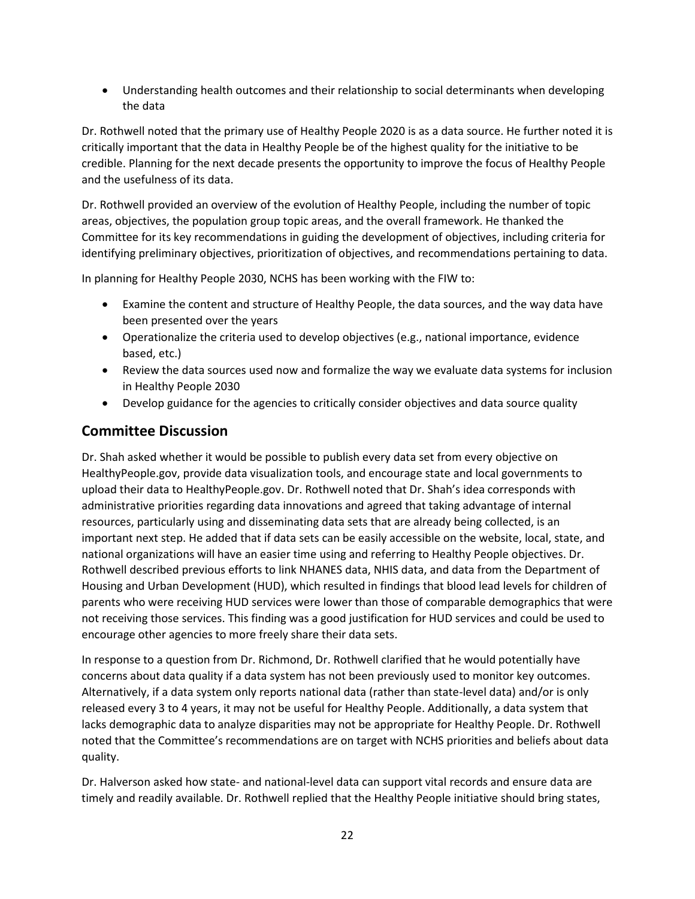- Understanding health outcomes and their relationship to social determinants when developing the data

Dr. Rothwell noted that the primary use of Healthy People 2020 is as a data source. He further noted it is critically important that the data in Healthy People be of the highest quality for the initiative to be credible. Planning for the next decade presents the opportunity to improve the focus of Healthy People and the usefulness of its data.

Dr. Rothwell provided an overview of the evolution of Healthy People, including the number of topic areas, objectives, the population group topic areas, and the overall framework. He thanked the Committee for its key recommendations in guiding the development of objectives, including criteria for identifying preliminary objectives, prioritization of objectives, and recommendations pertaining to data.

In planning for Healthy People 2030, NCHS has been working with the FIW to:

- Examine the content and structure of Healthy People, the data sources, and the way data have been presented over the years
- Operationalize the criteria used to develop objectives (e.g., national importance, evidence based, etc.)
- Review the data sources used now and formalize the way we evaluate data systems for inclusion in Healthy People 2030
- Develop guidance for the agencies to critically consider objectives and data source quality

## Committee Discussion

Dr. Shah asked whether it would be possible to publish every data set from every objective on HealthyPeople.gov, provide data visualization tools, and encourage state and local governments to upload their data to HealthyPeople.gov. Dr. Rothwell noted that Dr. Shah's idea corresponds with administrative priorities regarding data innovations and agreed that taking advantage of internal resources, particularly using and disseminating data sets that are already being collected, is an important next step. He added that if data sets can be easily accessible on the website, local, state, and national organizations will have an easier time using and referring to Healthy People objectives. Dr. Rothwell described previous efforts to link NHANES data, NHIS data, and data from the Department of Housing and Urban Development (HUD), which resulted in findings that blood lead levels for children of parents who were receiving HUD services were lower than those of comparable demographics that were not receiving those services. This finding was a good justification for HUD services and could be used to encourage other agencies to more freely share their data sets.

In response to a question from Dr. Richmond, Dr. Rothwell clarified that he would potentially have concerns about data quality if a data system has not been previously used to monitor key outcomes. Alternatively, if a data system only reports national data (rather than state-level data) and/or is only released every 3 to 4 years, it may not be useful for Healthy People. Additionally, a data system that lacks demographic data to analyze disparities may not be appropriate for Healthy People. Dr. Rothwell noted that the Committee's recommendations are on target with NCHS priorities and beliefs about data quality.

Dr. Halverson asked how state- and national-level data can support vital records and ensure data are timely and readily available. Dr. Rothwell replied that the Healthy People initiative should bring states,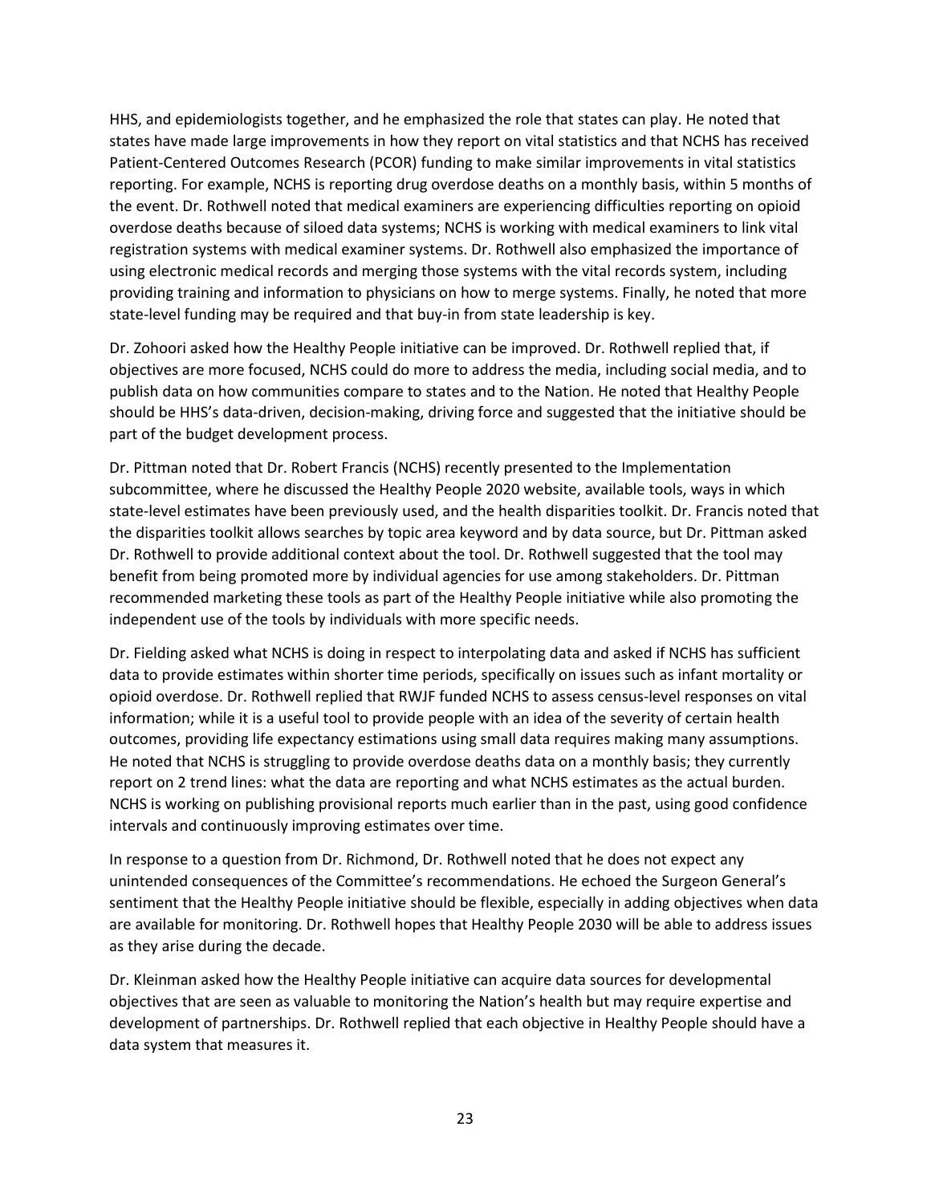HHS, and epidemiologists together, and he emphasized the role that states can play. He noted that states have made large improvements in how they report on vital statistics and that NCHS has received Patient-Centered Outcomes Research (PCOR) funding to make similar improvements in vital statistics reporting. For example, NCHS is reporting drug overdose deaths on a monthly basis, within 5 months of the event. Dr. Rothwell noted that medical examiners are experiencing difficulties reporting on opioid overdose deaths because of siloed data systems; NCHS is working with medical examiners to link vital registration systems with medical examiner systems. Dr. Rothwell also emphasized the importance of using electronic medical records and merging those systems with the vital records system, including providing training and information to physicians on how to merge systems. Finally, he noted that more state-level funding may be required and that buy-in from state leadership is key.

Dr. Zohoori asked how the Healthy People initiative can be improved. Dr. Rothwell replied that, if objectives are more focused, NCHS could do more to address the media, including social media, and to publish data on how communities compare to states and to the Nation. He noted that Healthy People should be HHS's data-driven, decision-making, driving force and suggested that the initiative should be part of the budget development process.

Dr. Pittman noted that Dr. Robert Francis (NCHS) recently presented to the Implementation subcommittee, where he discussed the Healthy People 2020 website, available tools, ways in which state-level estimates have been previously used, and the health disparities toolkit. Dr. Francis noted that the disparities toolkit allows searches by topic area keyword and by data source, but Dr. Pittman asked Dr. Rothwell to provide additional context about the tool. Dr. Rothwell suggested that the tool may benefit from being promoted more by individual agencies for use among stakeholders. Dr. Pittman recommended marketing these tools as part of the Healthy People initiative while also promoting the independent use of the tools by individuals with more specific needs.

Dr. Fielding asked what NCHS is doing in respect to interpolating data and asked if NCHS has sufficient data to provide estimates within shorter time periods, specifically on issues such as infant mortality or opioid overdose. Dr. Rothwell replied that RWJF funded NCHS to assess census-level responses on vital information; while it is a useful tool to provide people with an idea of the severity of certain health outcomes, providing life expectancy estimations using small data requires making many assumptions. He noted that NCHS is struggling to provide overdose deaths data on a monthly basis; they currently report on 2 trend lines: what the data are reporting and what NCHS estimates as the actual burden. NCHS is working on publishing provisional reports much earlier than in the past, using good confidence intervals and continuously improving estimates over time.

In response to a question from Dr. Richmond, Dr. Rothwell noted that he does not expect any unintended consequences of the Committee's recommendations. He echoed the Surgeon General's sentiment that the Healthy People initiative should be flexible, especially in adding objectives when data are available for monitoring. Dr. Rothwell hopes that Healthy People 2030 will be able to address issues as they arise during the decade.

Dr. Kleinman asked how the Healthy People initiative can acquire data sources for developmental objectives that are seen as valuable to monitoring the Nation's health but may require expertise and development of partnerships. Dr. Rothwell replied that each objective in Healthy People should have a data system that measures it.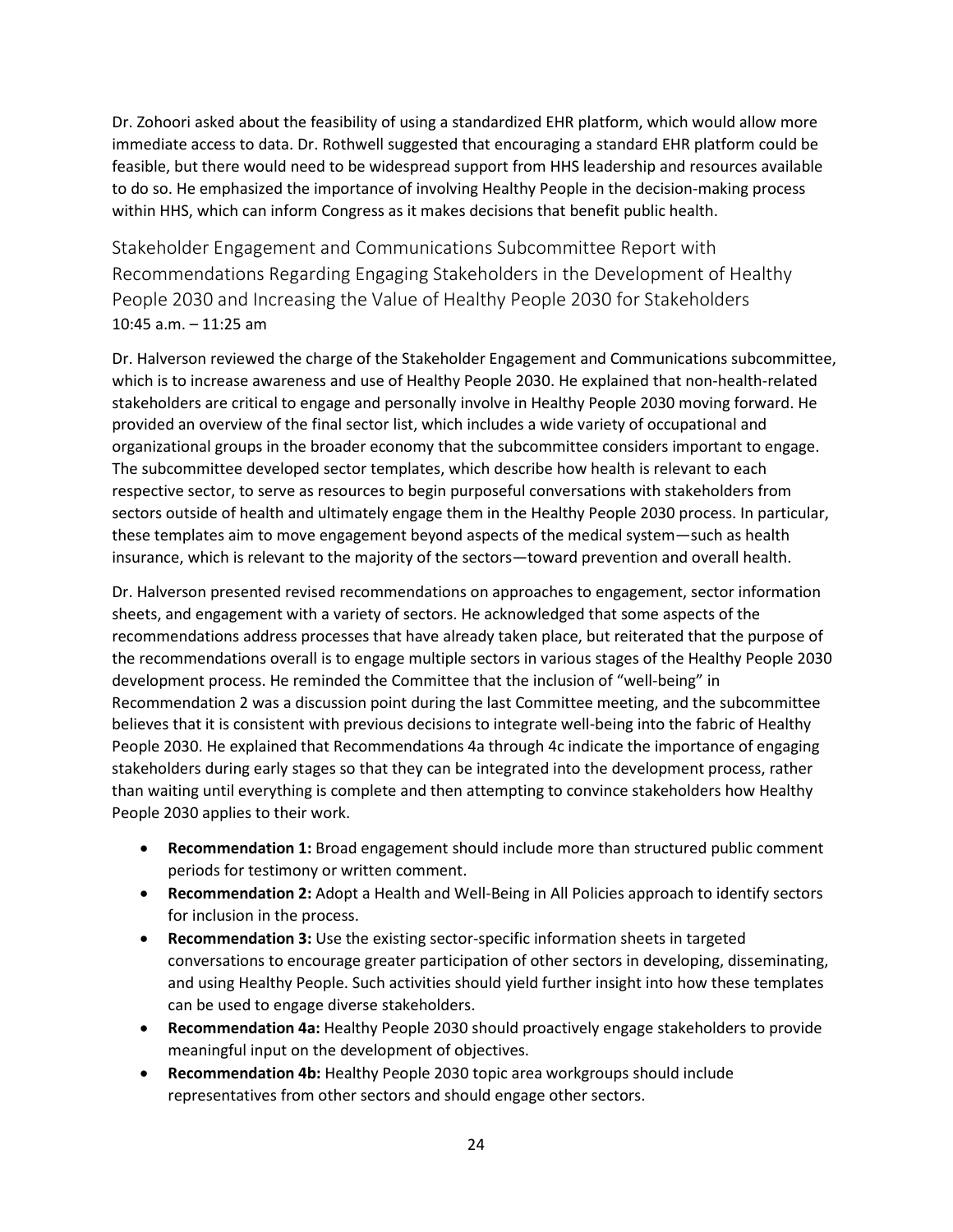Dr. Zohoori asked about the feasibility of using a standardized EHR platform, which would allow more immediate access to data. Dr. Rothwell suggested that encouraging a standard EHR platform could be feasible, but there would need to be widespread support from HHS leadership and resources available to do so. He emphasized the importance of involving Healthy People in the decision-making process within HHS, which can inform Congress as it makes decisions that benefit public health.

## Stakeholder Engagement and Communications Subcommittee Report with Recommendations Regarding Engaging Stakeholders in the Development of Healthy People 2030 and Increasing the Value of Healthy People 2030 for Stakeholders

10:45 a.m. – 11:25 am

Dr. Halverson reviewed the charge of the Stakeholder Engagement and Communications subcommittee, which is to increase awareness and use of Healthy People 2030. He explained that non-health-related stakeholders are critical to engage and personally involve in Healthy People 2030 moving forward. He provided an overview of the final sector list, which includes a wide variety of occupational and organizational groups in the broader economy that the subcommittee considers important to engage. The subcommittee developed sector templates, which describe how health is relevant to each respective sector, to serve as resources to begin purposeful conversations with stakeholders from sectors outside of health and ultimately engage them in the Healthy People 2030 process. In particular, these templates aim to move engagement beyond aspects of the medical system—such as health insurance, which is relevant to the majority of the sectors—toward prevention and overall health.

Dr. Halverson presented revised recommendations on approaches to engagement, sector information sheets, and engagement with a variety of sectors. He acknowledged that some aspects of the recommendations address processes that have already taken place, but reiterated that the purpose of the recommendations overall is to engage multiple sectors in various stages of the Healthy People 2030 development process. He reminded the Committee that the inclusion of "well-being" in Recommendation 2 was a discussion point during the last Committee meeting, and the subcommittee believes that it is consistent with previous decisions to integrate well-being into the fabric of Healthy People 2030. He explained that Recommendations 4a through 4c indicate the importance of engaging stakeholders during early stages so that they can be integrated into the development process, rather than waiting until everything is complete and then attempting to convince stakeholders how Healthy People 2030 applies to their work.

- **Recommendation 1:** Broad engagement should include more than structured public comment periods for testimony or written comment.
- **Recommendation 2:** Adopt a Health and Well-Being in All Policies approach to identify sectors for inclusion in the process.
- **Recommendation 3:** Use the existing sector-specific information sheets in targeted conversations to encourage greater participation of other sectors in developing, disseminating, and using Healthy People. Such activities should yield further insight into how these templates can be used to engage diverse stakeholders.
- **Recommendation 4a:** Healthy People 2030 should proactively engage stakeholders to provide meaningful input on the development of objectives.
- **Recommendation 4b:** Healthy People 2030 topic area workgroups should include representatives from other sectors and should engage other sectors.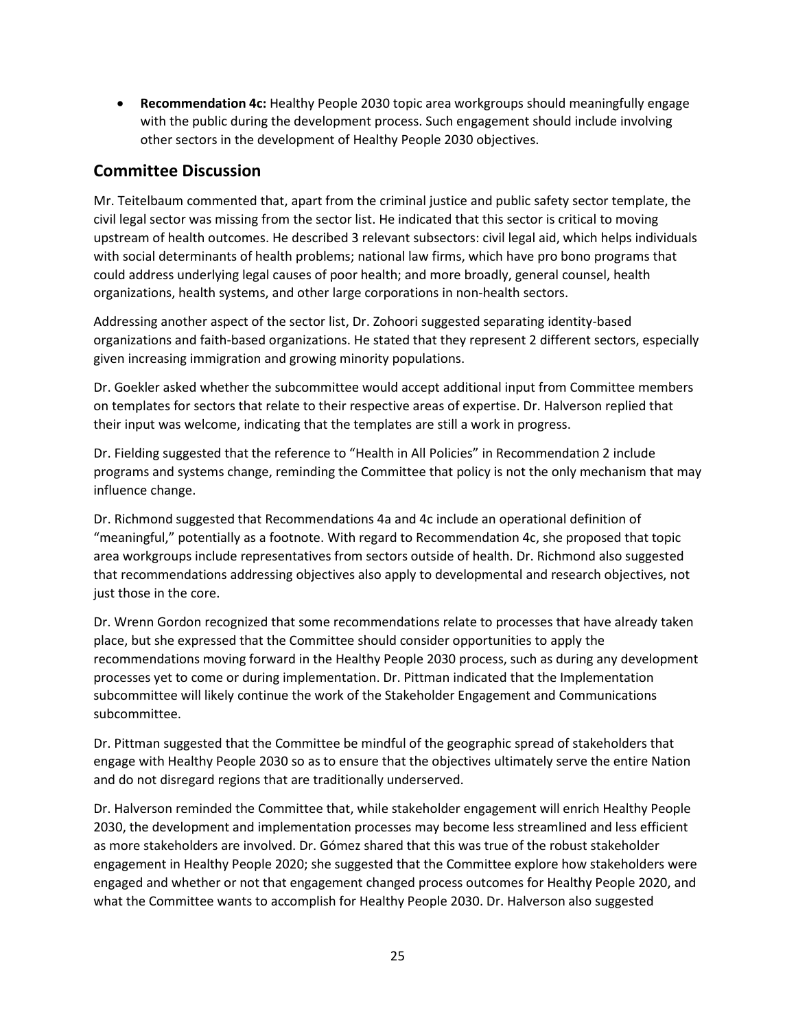- **Recommendation 4c:** Healthy People 2030 topic area workgroups should meaningfully engage with the public during the development process. Such engagement should include involving other sectors in the development of Healthy People 2030 objectives.

## Committee Discussion

Mr. Teitelbaum commented that, apart from the criminal justice and public safety sector template, the civil legal sector was missing from the sector list. He indicated that this sector is critical to moving upstream of health outcomes. He described 3 relevant subsectors: civil legal aid, which helps individuals with social determinants of health problems; national law firms, which have pro bono programs that could address underlying legal causes of poor health; and more broadly, general counsel, health organizations, health systems, and other large corporations in non-health sectors.

Addressing another aspect of the sector list, Dr. Zohoori suggested separating identity-based organizations and faith-based organizations. He stated that they represent 2 different sectors, especially given increasing immigration and growing minority populations.

Dr. Goekler asked whether the subcommittee would accept additional input from Committee members on templates for sectors that relate to their respective areas of expertise. Dr. Halverson replied that their input was welcome, indicating that the templates are still a work in progress.

Dr. Fielding suggested that the reference to "Health in All Policies" in Recommendation 2 include programs and systems change, reminding the Committee that policy is not the only mechanism that may influence change.

Dr. Richmond suggested that Recommendations 4a and 4c include an operational definition of "meaningful," potentially as a footnote. With regard to Recommendation 4c, she proposed that topic area workgroups include representatives from sectors outside of health. Dr. Richmond also suggested that recommendations addressing objectives also apply to developmental and research objectives, not just those in the core.

Dr. Wrenn Gordon recognized that some recommendations relate to processes that have already taken place, but she expressed that the Committee should consider opportunities to apply the recommendations moving forward in the Healthy People 2030 process, such as during any development processes yet to come or during implementation. Dr. Pittman indicated that the Implementation subcommittee will likely continue the work of the Stakeholder Engagement and Communications subcommittee.

Dr. Pittman suggested that the Committee be mindful of the geographic spread of stakeholders that engage with Healthy People 2030 so as to ensure that the objectives ultimately serve the entire Nation and do not disregard regions that are traditionally underserved.

Dr. Halverson reminded the Committee that, while stakeholder engagement will enrich Healthy People 2030, the development and implementation processes may become less streamlined and less efficient as more stakeholders are involved. Dr. Gómez shared that this was true of the robust stakeholder engagement in Healthy People 2020; she suggested that the Committee explore how stakeholders were engaged and whether or not that engagement changed process outcomes for Healthy People 2020, and what the Committee wants to accomplish for Healthy People 2030. Dr. Halverson also suggested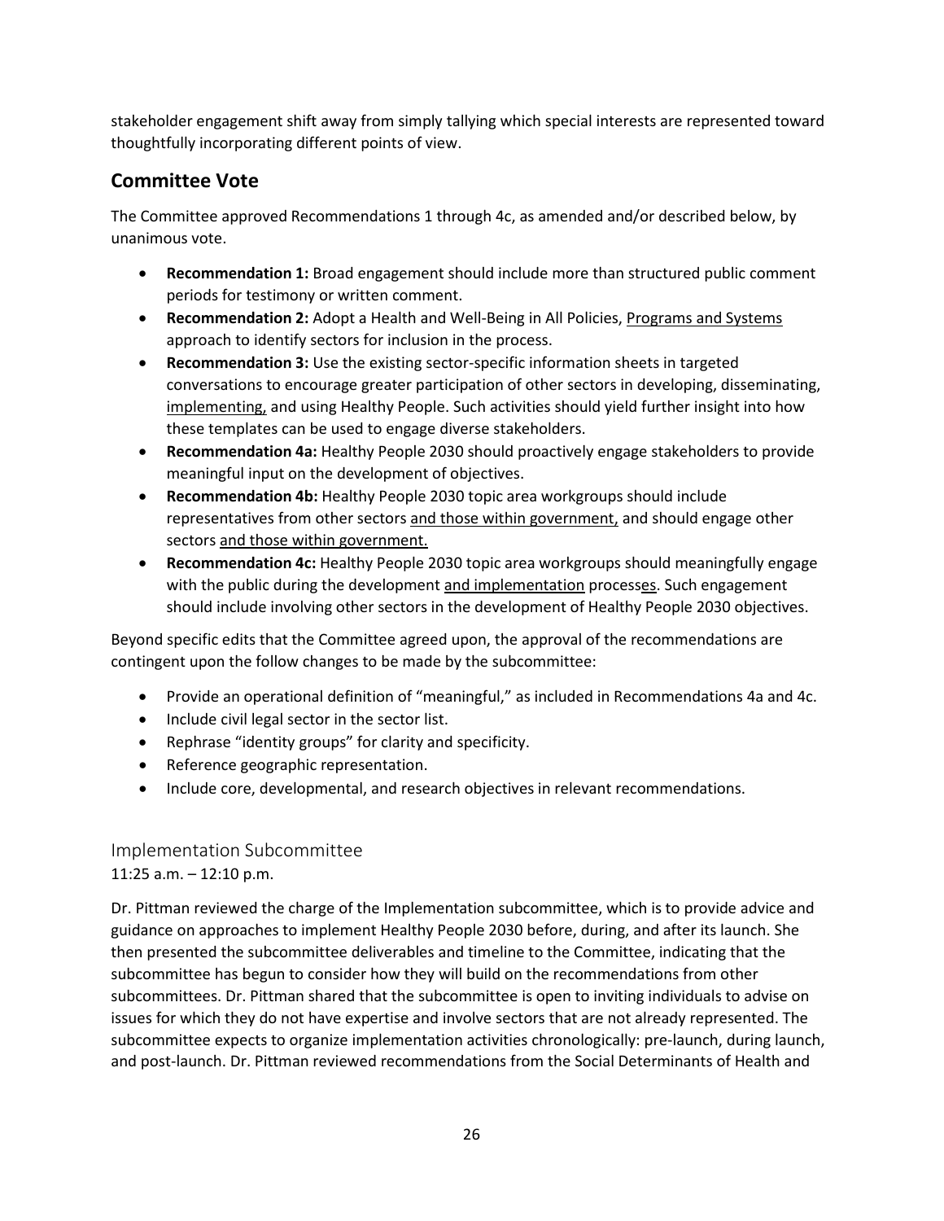stakeholder engagement shift away from simply tallying which special interests are represented toward thoughtfully incorporating different points of view.

## Committee Vote

The Committee approved Recommendations 1 through 4c, as amended and/or described below, by unanimous vote.

- **Recommendation 1:** Broad engagement should include more than structured public comment periods for testimony or written comment.
- **Recommendation 2:** Adopt a Health and Well-Being in All Policies, <u>Programs and Systems</u> approach to identify sectors for inclusion in the process.
- **Recommendation 3:** Use the existing sector-specific information sheets in targeted conversations to encourage greater participation of other sectors in developing, disseminating, <u>implementing,</u> and using Healthy People. Such activities should yield further insight into how these templates can be used to engage diverse stakeholders.
- **Recommendation 4a:** Healthy People 2030 should proactively engage stakeholders to provide meaningful input on the development of objectives.
- **Recommendation 4b:** Healthy People 2030 topic area workgroups should include representatives from other sectors <u>and those within government,</u> and should engage other sectors <u>and those within government.</u>
- **Recommendation 4c:** Healthy People 2030 topic area workgroups should meaningfully engage with the public during the development <u>and implementation</u> process<u>es</u>. Such engagement should include involving other sectors in the development of Healthy People 2030 objectives.

Beyond specific edits that the Committee agreed upon, the approval of the recommendations are contingent upon the follow changes to be made by the subcommittee:

- Provide an operational definition of "meaningful," as included in Recommendations 4a and 4c.
- Include civil legal sector in the sector list.
- Rephrase "identity groups" for clarity and specificity.
- Reference geographic representation.
- Include core, developmental, and research objectives in relevant recommendations.

### Implementation Subcommittee

11:25 a.m. – 12:10 p.m.

Dr. Pittman reviewed the charge of the Implementation subcommittee, which is to provide advice and guidance on approaches to implement Healthy People 2030 before, during, and after its launch. She then presented the subcommittee deliverables and timeline to the Committee, indicating that the subcommittee has begun to consider how they will build on the recommendations from other subcommittees. Dr. Pittman shared that the subcommittee is open to inviting individuals to advise on issues for which they do not have expertise and involve sectors that are not already represented. The subcommittee expects to organize implementation activities chronologically: pre-launch, during launch, and post-launch. Dr. Pittman reviewed recommendations from the Social Determinants of Health and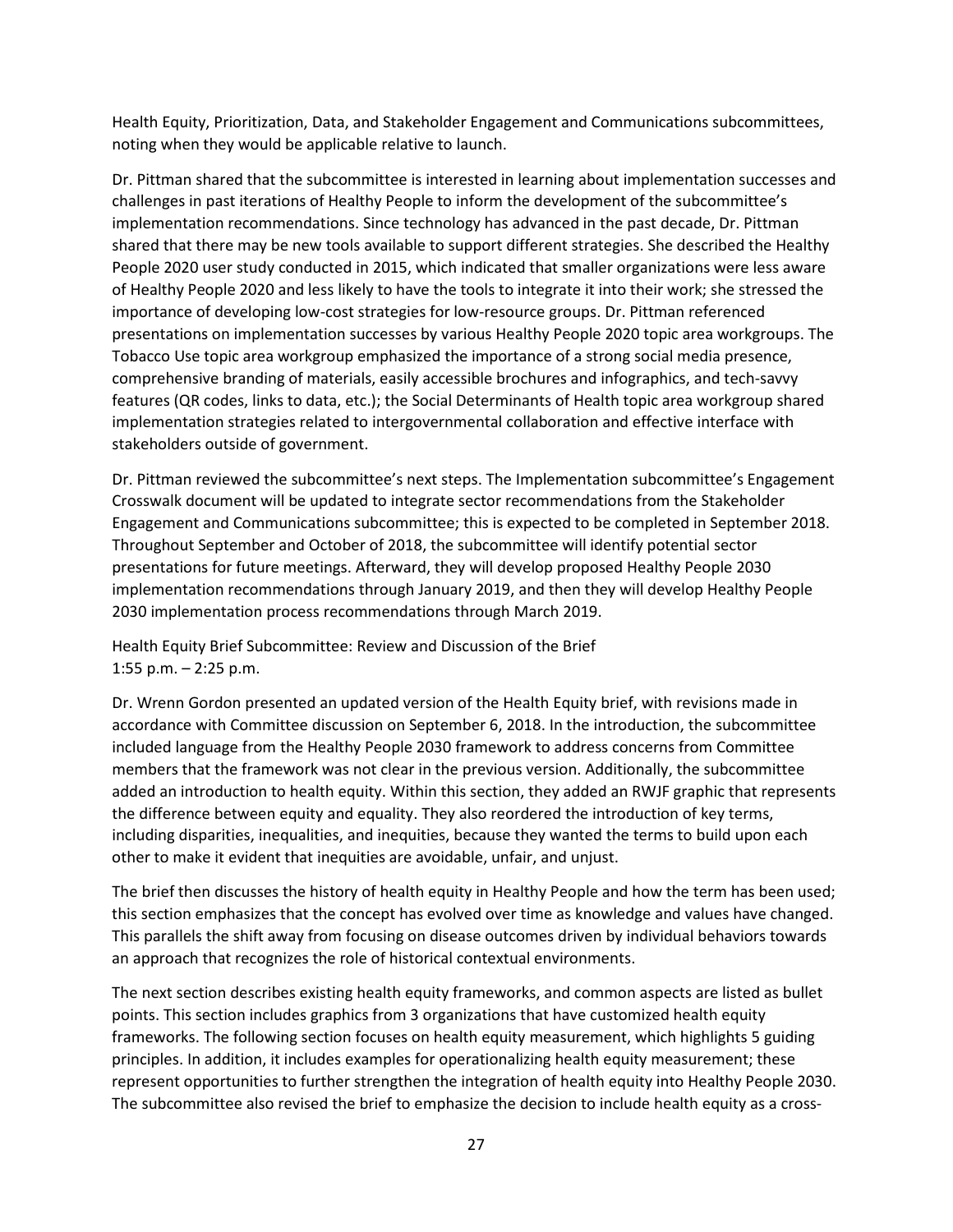Health Equity, Prioritization, Data, and Stakeholder Engagement and Communications subcommittees, noting when they would be applicable relative to launch.

Dr. Pittman shared that the subcommittee is interested in learning about implementation successes and challenges in past iterations of Healthy People to inform the development of the subcommittee's implementation recommendations. Since technology has advanced in the past decade, Dr. Pittman shared that there may be new tools available to support different strategies. She described the Healthy People 2020 user study conducted in 2015, which indicated that smaller organizations were less aware of Healthy People 2020 and less likely to have the tools to integrate it into their work; she stressed the importance of developing low-cost strategies for low-resource groups. Dr. Pittman referenced presentations on implementation successes by various Healthy People 2020 topic area workgroups. The Tobacco Use topic area workgroup emphasized the importance of a strong social media presence, comprehensive branding of materials, easily accessible brochures and infographics, and tech-savvy features (QR codes, links to data, etc.); the Social Determinants of Health topic area workgroup shared implementation strategies related to intergovernmental collaboration and effective interface with stakeholders outside of government.

Dr. Pittman reviewed the subcommittee's next steps. The Implementation subcommittee's Engagement Crosswalk document will be updated to integrate sector recommendations from the Stakeholder Engagement and Communications subcommittee; this is expected to be completed in September 2018. Throughout September and October of 2018, the subcommittee will identify potential sector presentations for future meetings. Afterward, they will develop proposed Healthy People 2030 implementation recommendations through January 2019, and then they will develop Healthy People 2030 implementation process recommendations through March 2019.

Health Equity Brief Subcommittee: Review and Discussion of the Brief
1:55 p.m. – 2:25 p.m.

Dr. Wrenn Gordon presented an updated version of the Health Equity brief, with revisions made in accordance with Committee discussion on September 6, 2018. In the introduction, the subcommittee included language from the Healthy People 2030 framework to address concerns from Committee members that the framework was not clear in the previous version. Additionally, the subcommittee added an introduction to health equity. Within this section, they added an RWJF graphic that represents the difference between equity and equality. They also reordered the introduction of key terms, including disparities, inequalities, and inequities, because they wanted the terms to build upon each other to make it evident that inequities are avoidable, unfair, and unjust.

The brief then discusses the history of health equity in Healthy People and how the term has been used; this section emphasizes that the concept has evolved over time as knowledge and values have changed. This parallels the shift away from focusing on disease outcomes driven by individual behaviors towards an approach that recognizes the role of historical contextual environments.

The next section describes existing health equity frameworks, and common aspects are listed as bullet points. This section includes graphics from 3 organizations that have customized health equity frameworks. The following section focuses on health equity measurement, which highlights 5 guiding principles. In addition, it includes examples for operationalizing health equity measurement; these represent opportunities to further strengthen the integration of health equity into Healthy People 2030. The subcommittee also revised the brief to emphasize the decision to include health equity as a cross-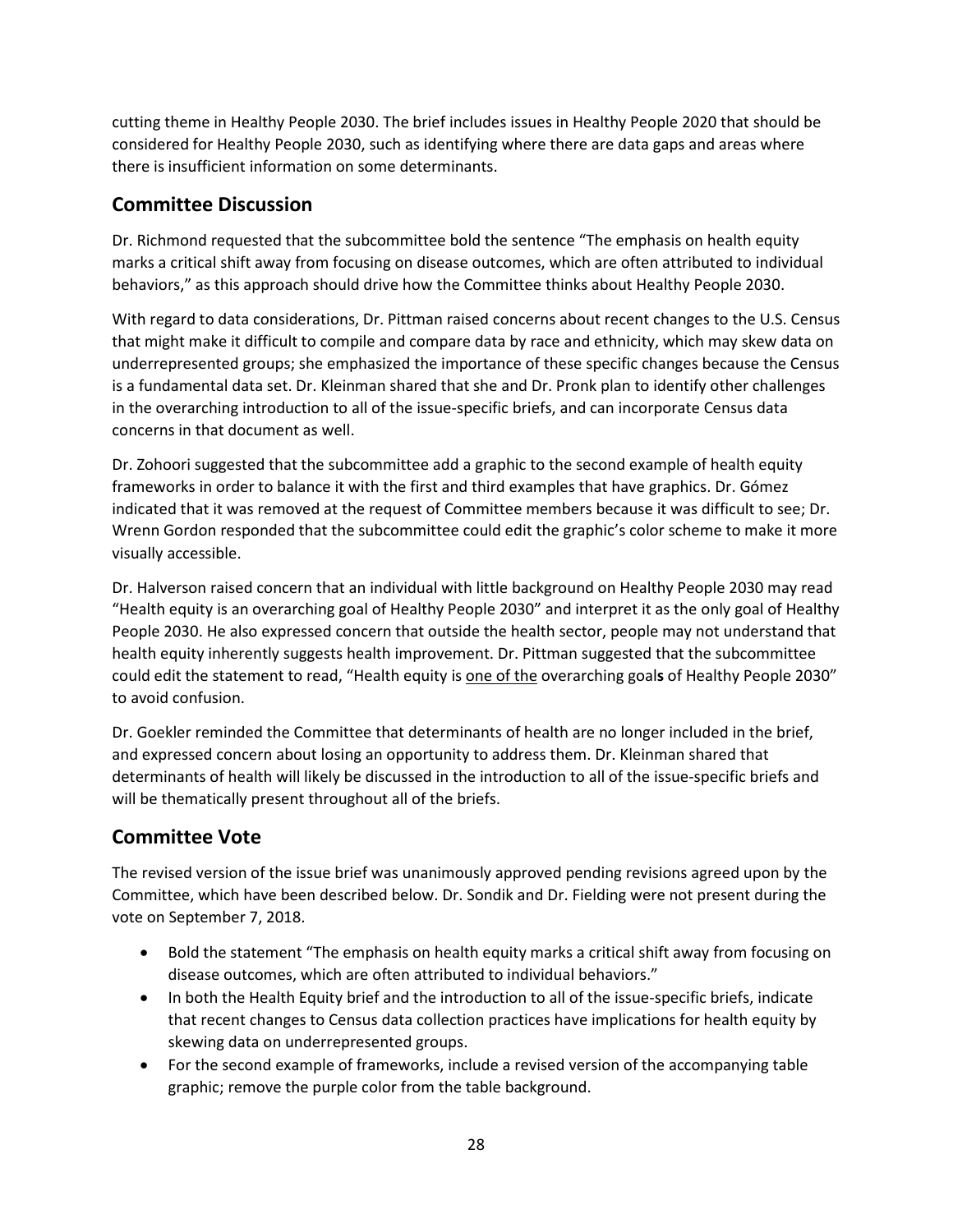cutting theme in Healthy People 2030. The brief includes issues in Healthy People 2020 that should be considered for Healthy People 2030, such as identifying where there are data gaps and areas where there is insufficient information on some determinants.

## Committee Discussion

Dr. Richmond requested that the subcommittee bold the sentence "The emphasis on health equity marks a critical shift away from focusing on disease outcomes, which are often attributed to individual behaviors," as this approach should drive how the Committee thinks about Healthy People 2030.

With regard to data considerations, Dr. Pittman raised concerns about recent changes to the U.S. Census that might make it difficult to compile and compare data by race and ethnicity, which may skew data on underrepresented groups; she emphasized the importance of these specific changes because the Census is a fundamental data set. Dr. Kleinman shared that she and Dr. Pronk plan to identify other challenges in the overarching introduction to all of the issue-specific briefs, and can incorporate Census data concerns in that document as well.

Dr. Zohoori suggested that the subcommittee add a graphic to the second example of health equity frameworks in order to balance it with the first and third examples that have graphics. Dr. Gómez indicated that it was removed at the request of Committee members because it was difficult to see; Dr. Wrenn Gordon responded that the subcommittee could edit the graphic's color scheme to make it more visually accessible.

Dr. Halverson raised concern that an individual with little background on Healthy People 2030 may read "Health equity is an overarching goal of Healthy People 2030" and interpret it as the only goal of Healthy People 2030. He also expressed concern that outside the health sector, people may not understand that health equity inherently suggests health improvement. Dr. Pittman suggested that the subcommittee could edit the statement to read, "Health equity is <u>one of the</u> overarching goal**s** of Healthy People 2030" to avoid confusion.

Dr. Goekler reminded the Committee that determinants of health are no longer included in the brief, and expressed concern about losing an opportunity to address them. Dr. Kleinman shared that determinants of health will likely be discussed in the introduction to all of the issue-specific briefs and will be thematically present throughout all of the briefs.

## Committee Vote

The revised version of the issue brief was unanimously approved pending revisions agreed upon by the Committee, which have been described below. Dr. Sondik and Dr. Fielding were not present during the vote on September 7, 2018.

- Bold the statement "The emphasis on health equity marks a critical shift away from focusing on disease outcomes, which are often attributed to individual behaviors."
- In both the Health Equity brief and the introduction to all of the issue-specific briefs, indicate that recent changes to Census data collection practices have implications for health equity by skewing data on underrepresented groups.
- For the second example of frameworks, include a revised version of the accompanying table graphic; remove the purple color from the table background.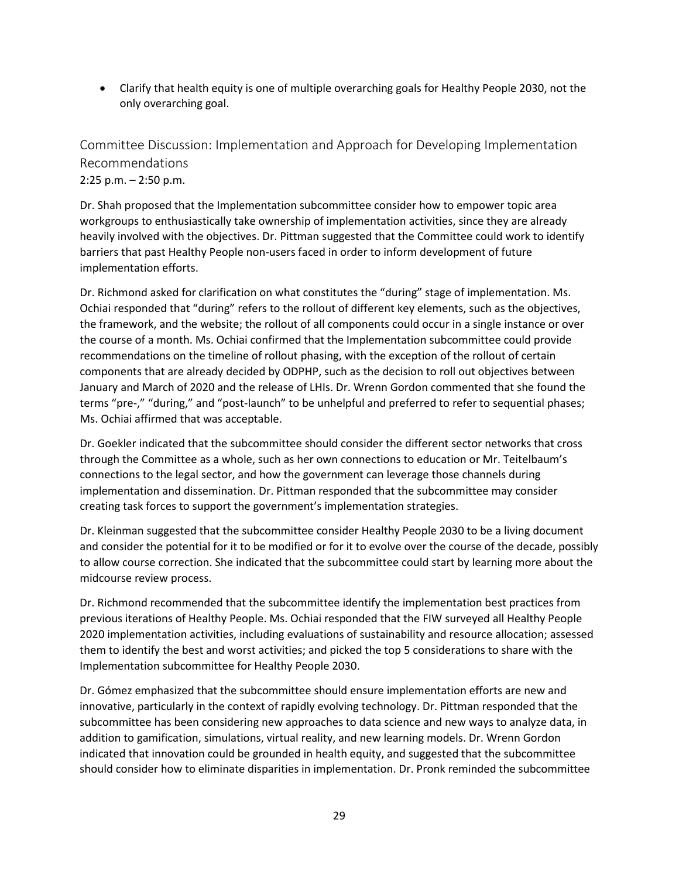- Clarify that health equity is one of multiple overarching goals for Healthy People 2030, not the only overarching goal.

## Committee Discussion: Implementation and Approach for Developing Implementation Recommendations

2:25 p.m. – 2:50 p.m.

Dr. Shah proposed that the Implementation subcommittee consider how to empower topic area workgroups to enthusiastically take ownership of implementation activities, since they are already heavily involved with the objectives. Dr. Pittman suggested that the Committee could work to identify barriers that past Healthy People non-users faced in order to inform development of future implementation efforts.

Dr. Richmond asked for clarification on what constitutes the "during" stage of implementation. Ms. Ochiai responded that "during" refers to the rollout of different key elements, such as the objectives, the framework, and the website; the rollout of all components could occur in a single instance or over the course of a month. Ms. Ochiai confirmed that the Implementation subcommittee could provide recommendations on the timeline of rollout phasing, with the exception of the rollout of certain components that are already decided by ODPHP, such as the decision to roll out objectives between January and March of 2020 and the release of LHIs. Dr. Wrenn Gordon commented that she found the terms "pre-," "during," and "post-launch" to be unhelpful and preferred to refer to sequential phases; Ms. Ochiai affirmed that was acceptable.

Dr. Goekler indicated that the subcommittee should consider the different sector networks that cross through the Committee as a whole, such as her own connections to education or Mr. Teitelbaum's connections to the legal sector, and how the government can leverage those channels during implementation and dissemination. Dr. Pittman responded that the subcommittee may consider creating task forces to support the government's implementation strategies.

Dr. Kleinman suggested that the subcommittee consider Healthy People 2030 to be a living document and consider the potential for it to be modified or for it to evolve over the course of the decade, possibly to allow course correction. She indicated that the subcommittee could start by learning more about the midcourse review process.

Dr. Richmond recommended that the subcommittee identify the implementation best practices from previous iterations of Healthy People. Ms. Ochiai responded that the FIW surveyed all Healthy People 2020 implementation activities, including evaluations of sustainability and resource allocation; assessed them to identify the best and worst activities; and picked the top 5 considerations to share with the Implementation subcommittee for Healthy People 2030.

Dr. Gómez emphasized that the subcommittee should ensure implementation efforts are new and innovative, particularly in the context of rapidly evolving technology. Dr. Pittman responded that the subcommittee has been considering new approaches to data science and new ways to analyze data, in addition to gamification, simulations, virtual reality, and new learning models. Dr. Wrenn Gordon indicated that innovation could be grounded in health equity, and suggested that the subcommittee should consider how to eliminate disparities in implementation. Dr. Pronk reminded the subcommittee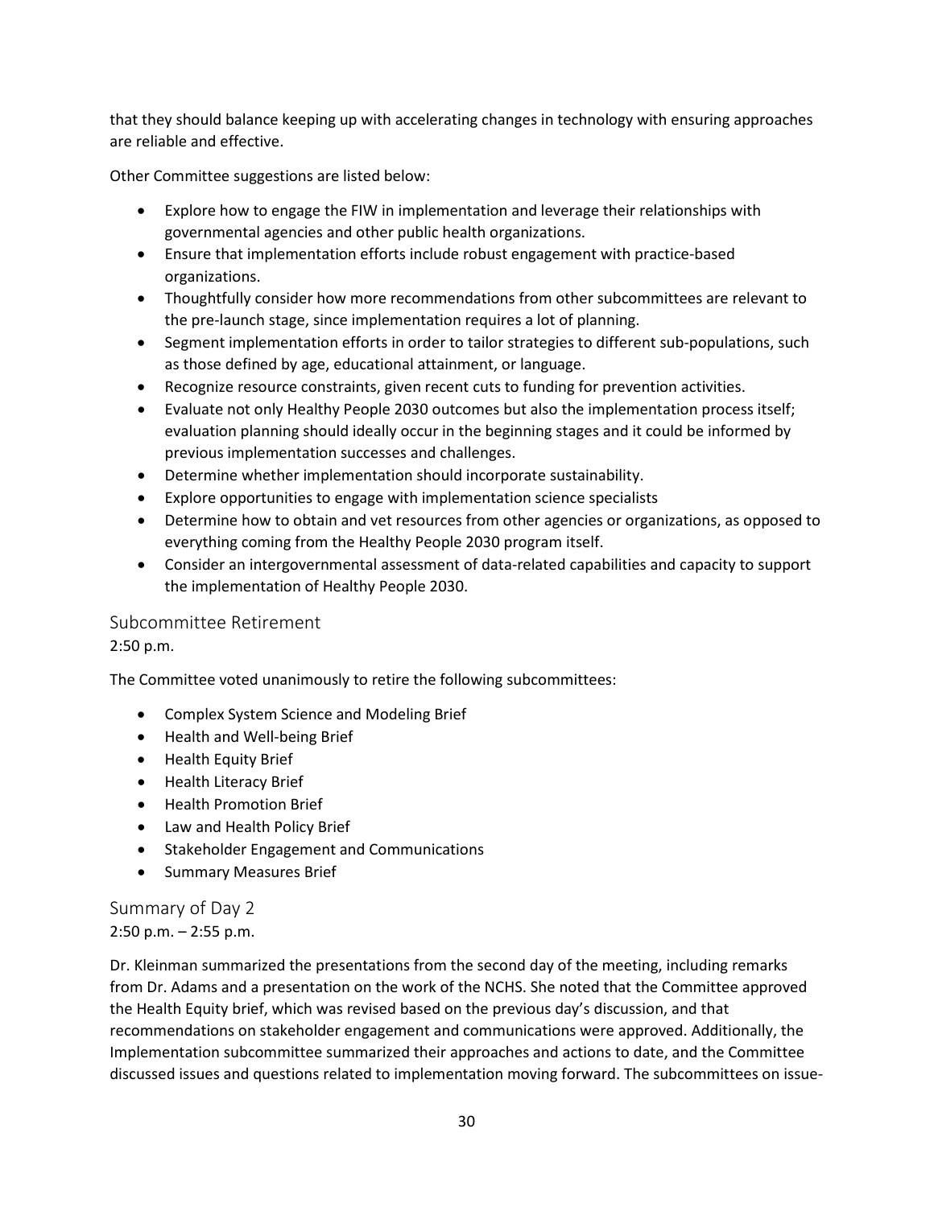that they should balance keeping up with accelerating changes in technology with ensuring approaches are reliable and effective.

Other Committee suggestions are listed below:

- Explore how to engage the FIW in implementation and leverage their relationships with governmental agencies and other public health organizations.
- Ensure that implementation efforts include robust engagement with practice-based organizations.
- Thoughtfully consider how more recommendations from other subcommittees are relevant to the pre-launch stage, since implementation requires a lot of planning.
- Segment implementation efforts in order to tailor strategies to different sub-populations, such as those defined by age, educational attainment, or language.
- Recognize resource constraints, given recent cuts to funding for prevention activities.
- Evaluate not only Healthy People 2030 outcomes but also the implementation process itself; evaluation planning should ideally occur in the beginning stages and it could be informed by previous implementation successes and challenges.
- Determine whether implementation should incorporate sustainability.
- Explore opportunities to engage with implementation science specialists
- Determine how to obtain and vet resources from other agencies or organizations, as opposed to everything coming from the Healthy People 2030 program itself.
- Consider an intergovernmental assessment of data-related capabilities and capacity to support the implementation of Healthy People 2030.

## Subcommittee Retirement

2:50 p.m.

The Committee voted unanimously to retire the following subcommittees:

- Complex System Science and Modeling Brief
- Health and Well-being Brief
- Health Equity Brief
- Health Literacy Brief
- Health Promotion Brief
- Law and Health Policy Brief
- Stakeholder Engagement and Communications
- Summary Measures Brief

## Summary of Day 2

2:50 p.m. – 2:55 p.m.

Dr. Kleinman summarized the presentations from the second day of the meeting, including remarks from Dr. Adams and a presentation on the work of the NCHS. She noted that the Committee approved the Health Equity brief, which was revised based on the previous day's discussion, and that recommendations on stakeholder engagement and communications were approved. Additionally, the Implementation subcommittee summarized their approaches and actions to date, and the Committee discussed issues and questions related to implementation moving forward. The subcommittees on issue-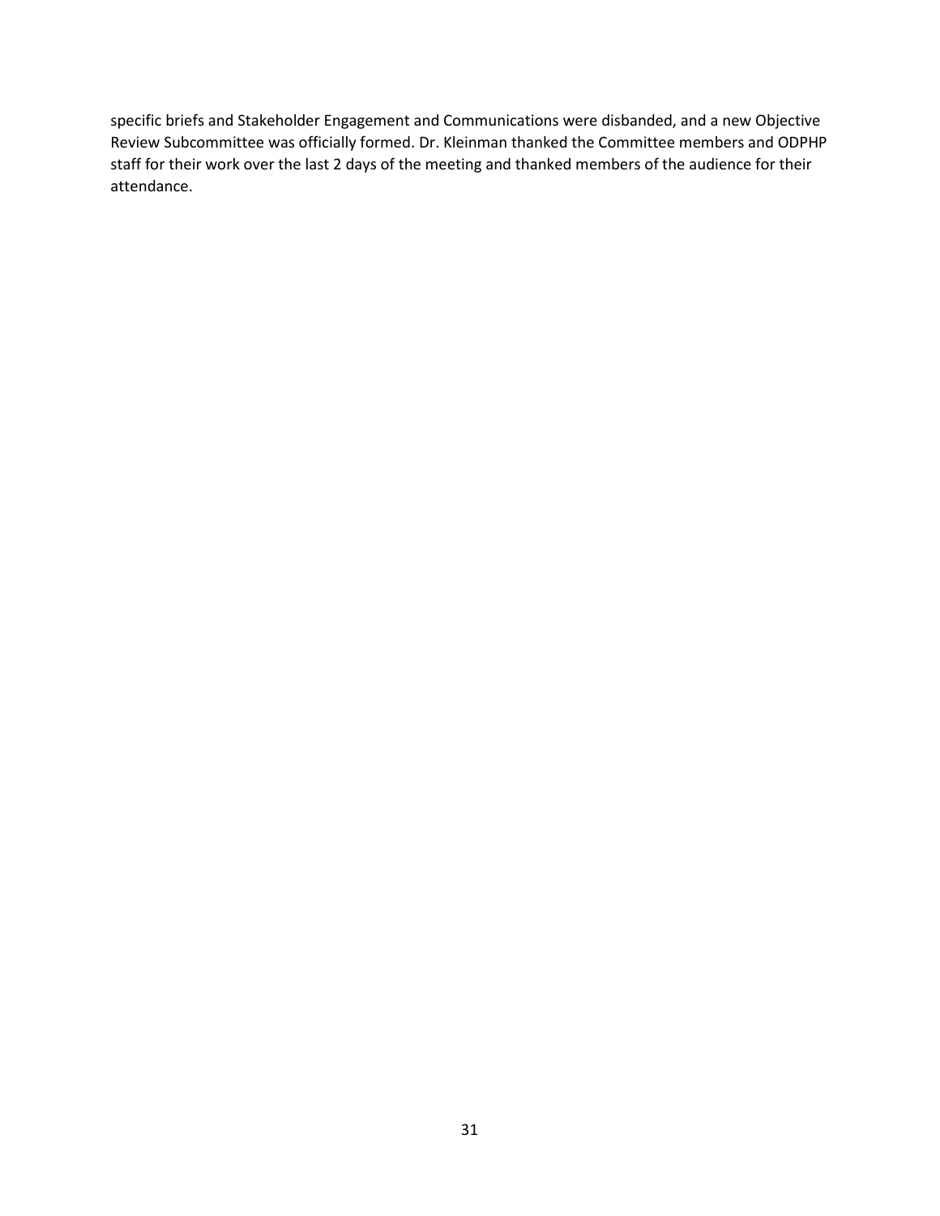specific briefs and Stakeholder Engagement and Communications were disbanded, and a new Objective Review Subcommittee was officially formed. Dr. Kleinman thanked the Committee members and ODPHP staff for their work over the last 2 days of the meeting and thanked members of the audience for their attendance.